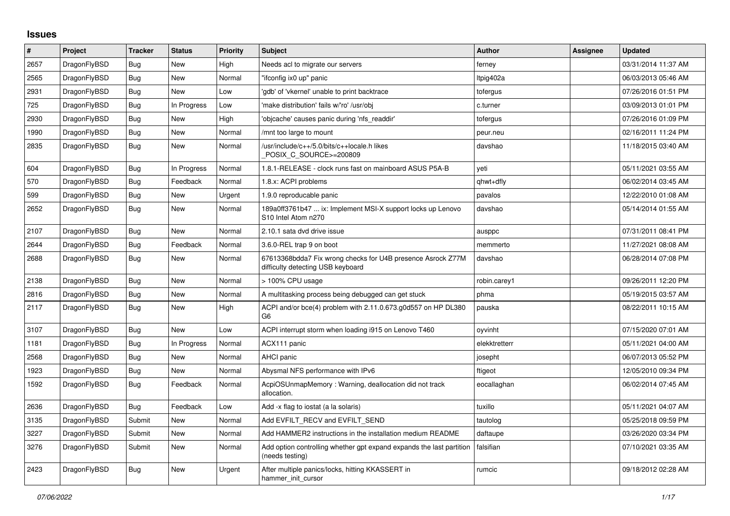# Issues

| # | Project | Tracker | Status | Priority | Subject | Author | Assignee | Updated |
|---|---|---|---|---|---|---|---|---|
| 2657 | DragonFlyBSD | Bug | New | High | Needs acl to migrate our servers | ferney | | 03/31/2014 11:37 AM |
| 2565 | DragonFlyBSD | Bug | New | Normal | "ifconfig ix0 up" panic | ltpig402a | | 06/03/2013 05:46 AM |
| 2931 | DragonFlyBSD | Bug | New | Low | 'gdb' of 'vkernel' unable to print backtrace | tofergus | | 07/26/2016 01:51 PM |
| 725 | DragonFlyBSD | Bug | In Progress | Low | 'make distribution' fails w/'ro' /usr/obj | c.turner | | 03/09/2013 01:01 PM |
| 2930 | DragonFlyBSD | Bug | New | High | 'objcache' causes panic during 'nfs_readdir' | tofergus | | 07/26/2016 01:09 PM |
| 1990 | DragonFlyBSD | Bug | New | Normal | /mnt too large to mount | peur.neu | | 02/16/2011 11:24 PM |
| 2835 | DragonFlyBSD | Bug | New | Normal | /usr/include/c++/5.0/bits/c++locale.h likes _POSIX_C_SOURCE>=200809 | davshao | | 11/18/2015 03:40 AM |
| 604 | DragonFlyBSD | Bug | In Progress | Normal | 1.8.1-RELEASE - clock runs fast on mainboard ASUS P5A-B | yeti | | 05/11/2021 03:55 AM |
| 570 | DragonFlyBSD | Bug | Feedback | Normal | 1.8.x: ACPI problems | qhwt+dfly | | 06/02/2014 03:45 AM |
| 599 | DragonFlyBSD | Bug | New | Urgent | 1.9.0 reproducable panic | pavalos | | 12/22/2010 01:08 AM |
| 2652 | DragonFlyBSD | Bug | New | Normal | 189a0ff3761b47 ... ix: Implement MSI-X support locks up Lenovo S10 Intel Atom n270 | davshao | | 05/14/2014 01:55 AM |
| 2107 | DragonFlyBSD | Bug | New | Normal | 2.10.1 sata dvd drive issue | ausppc | | 07/31/2011 08:41 PM |
| 2644 | DragonFlyBSD | Bug | Feedback | Normal | 3.6.0-REL trap 9 on boot | memmerto | | 11/27/2021 08:08 AM |
| 2688 | DragonFlyBSD | Bug | New | Normal | 67613368bdda7 Fix wrong checks for U4B presence Asrock Z77M difficulty detecting USB keyboard | davshao | | 06/28/2014 07:08 PM |
| 2138 | DragonFlyBSD | Bug | New | Normal | > 100% CPU usage | robin.carey1 | | 09/26/2011 12:20 PM |
| 2816 | DragonFlyBSD | Bug | New | Normal | A multitasking process being debugged can get stuck | phma | | 05/19/2015 03:57 AM |
| 2117 | DragonFlyBSD | Bug | New | High | ACPI and/or bce(4) problem with 2.11.0.673.g0d557 on HP DL380 G6 | pauska | | 08/22/2011 10:15 AM |
| 3107 | DragonFlyBSD | Bug | New | Low | ACPI interrupt storm when loading i915 on Lenovo T460 | oyvinht | | 07/15/2020 07:01 AM |
| 1181 | DragonFlyBSD | Bug | In Progress | Normal | ACX111 panic | elekktretterr | | 05/11/2021 04:00 AM |
| 2568 | DragonFlyBSD | Bug | New | Normal | AHCI panic | josepht | | 06/07/2013 05:52 PM |
| 1923 | DragonFlyBSD | Bug | New | Normal | Abysmal NFS performance with IPv6 | ftigeot | | 12/05/2010 09:34 PM |
| 1592 | DragonFlyBSD | Bug | Feedback | Normal | AcpiOSUnmapMemory : Warning, deallocation did not track allocation. | eocallaghan | | 06/02/2014 07:45 AM |
| 2636 | DragonFlyBSD | Bug | Feedback | Low | Add -x flag to iostat (a la solaris) | tuxillo | | 05/11/2021 04:07 AM |
| 3135 | DragonFlyBSD | Submit | New | Normal | Add EVFILT_RECV and EVFILT_SEND | tautolog | | 05/25/2018 09:59 PM |
| 3227 | DragonFlyBSD | Submit | New | Normal | Add HAMMER2 instructions in the installation medium README | daftaupe | | 03/26/2020 03:34 PM |
| 3276 | DragonFlyBSD | Submit | New | Normal | Add option controlling whether gpt expand expands the last partition (needs testing) | falsifian | | 07/10/2021 03:35 AM |
| 2423 | DragonFlyBSD | Bug | New | Urgent | After multiple panics/locks, hitting KKASSERT in hammer_init_cursor | rumcic | | 09/18/2012 02:28 AM |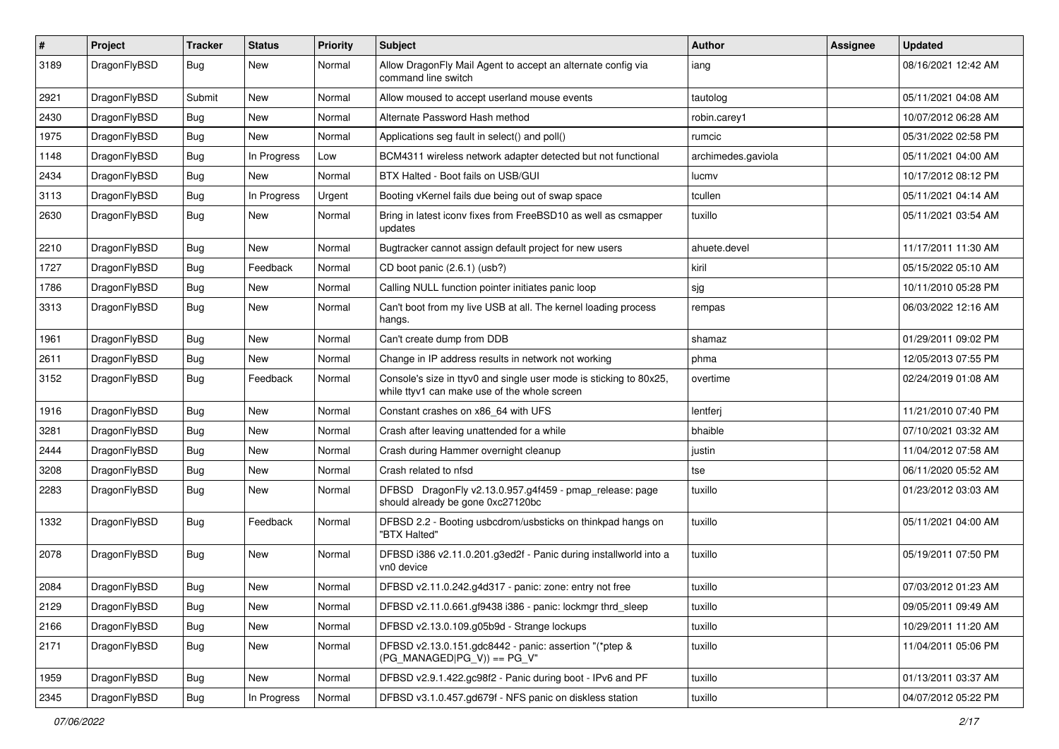| # | Project | Tracker | Status | Priority | Subject | Author | Assignee | Updated |
|---|---|---|---|---|---|---|---|---|
| 3189 | DragonFlyBSD | Bug | New | Normal | Allow DragonFly Mail Agent to accept an alternate config via command line switch | iang | | 08/16/2021 12:42 AM |
| 2921 | DragonFlyBSD | Submit | New | Normal | Allow moused to accept userland mouse events | tautolog | | 05/11/2021 04:08 AM |
| 2430 | DragonFlyBSD | Bug | New | Normal | Alternate Password Hash method | robin.carey1 | | 10/07/2012 06:28 AM |
| 1975 | DragonFlyBSD | Bug | New | Normal | Applications seg fault in select() and poll() | rumcic | | 05/31/2022 02:58 PM |
| 1148 | DragonFlyBSD | Bug | In Progress | Low | BCM4311 wireless network adapter detected but not functional | archimedes.gaviola | | 05/11/2021 04:00 AM |
| 2434 | DragonFlyBSD | Bug | New | Normal | BTX Halted - Boot fails on USB/GUI | lucmv | | 10/17/2012 08:12 PM |
| 3113 | DragonFlyBSD | Bug | In Progress | Urgent | Booting vKernel fails due being out of swap space | tcullen | | 05/11/2021 04:14 AM |
| 2630 | DragonFlyBSD | Bug | New | Normal | Bring in latest iconv fixes from FreeBSD10 as well as csmapper updates | tuxillo | | 05/11/2021 03:54 AM |
| 2210 | DragonFlyBSD | Bug | New | Normal | Bugtracker cannot assign default project for new users | ahuete.devel | | 11/17/2011 11:30 AM |
| 1727 | DragonFlyBSD | Bug | Feedback | Normal | CD boot panic (2.6.1) (usb?) | kiril | | 05/15/2022 05:10 AM |
| 1786 | DragonFlyBSD | Bug | New | Normal | Calling NULL function pointer initiates panic loop | sjg | | 10/11/2010 05:28 PM |
| 3313 | DragonFlyBSD | Bug | New | Normal | Can't boot from my live USB at all. The kernel loading process hangs. | rempas | | 06/03/2022 12:16 AM |
| 1961 | DragonFlyBSD | Bug | New | Normal | Can't create dump from DDB | shamaz | | 01/29/2011 09:02 PM |
| 2611 | DragonFlyBSD | Bug | New | Normal | Change in IP address results in network not working | phma | | 12/05/2013 07:55 PM |
| 3152 | DragonFlyBSD | Bug | Feedback | Normal | Console's size in ttyv0 and single user mode is sticking to 80x25, while ttyv1 can make use of the whole screen | overtime | | 02/24/2019 01:08 AM |
| 1916 | DragonFlyBSD | Bug | New | Normal | Constant crashes on x86_64 with UFS | lentferj | | 11/21/2010 07:40 PM |
| 3281 | DragonFlyBSD | Bug | New | Normal | Crash after leaving unattended for a while | bhaible | | 07/10/2021 03:32 AM |
| 2444 | DragonFlyBSD | Bug | New | Normal | Crash during Hammer overnight cleanup | justin | | 11/04/2012 07:58 AM |
| 3208 | DragonFlyBSD | Bug | New | Normal | Crash related to nfsd | tse | | 06/11/2020 05:52 AM |
| 2283 | DragonFlyBSD | Bug | New | Normal | DFBSD DragonFly v2.13.0.957.g4f459 - pmap_release: page should already be gone 0xc27120bc | tuxillo | | 01/23/2012 03:03 AM |
| 1332 | DragonFlyBSD | Bug | Feedback | Normal | DFBSD 2.2 - Booting usbcdrom/usbsticks on thinkpad hangs on "BTX Halted" | tuxillo | | 05/11/2021 04:00 AM |
| 2078 | DragonFlyBSD | Bug | New | Normal | DFBSD i386 v2.11.0.201.g3ed2f - Panic during installworld into a vn0 device | tuxillo | | 05/19/2011 07:50 PM |
| 2084 | DragonFlyBSD | Bug | New | Normal | DFBSD v2.11.0.242.g4d317 - panic: zone: entry not free | tuxillo | | 07/03/2012 01:23 AM |
| 2129 | DragonFlyBSD | Bug | New | Normal | DFBSD v2.11.0.661.gf9438 i386 - panic: lockmgr thrd_sleep | tuxillo | | 09/05/2011 09:49 AM |
| 2166 | DragonFlyBSD | Bug | New | Normal | DFBSD v2.13.0.109.g05b9d - Strange lockups | tuxillo | | 10/29/2011 11:20 AM |
| 2171 | DragonFlyBSD | Bug | New | Normal | DFBSD v2.13.0.151.gdc8442 - panic: assertion "(*ptep & (PG_MANAGED\|PG_V)) == PG_V" | tuxillo | | 11/04/2011 05:06 PM |
| 1959 | DragonFlyBSD | Bug | New | Normal | DFBSD v2.9.1.422.gc98f2 - Panic during boot - IPv6 and PF | tuxillo | | 01/13/2011 03:37 AM |
| 2345 | DragonFlyBSD | Bug | In Progress | Normal | DFBSD v3.1.0.457.gd679f - NFS panic on diskless station | tuxillo | | 04/07/2012 05:22 PM |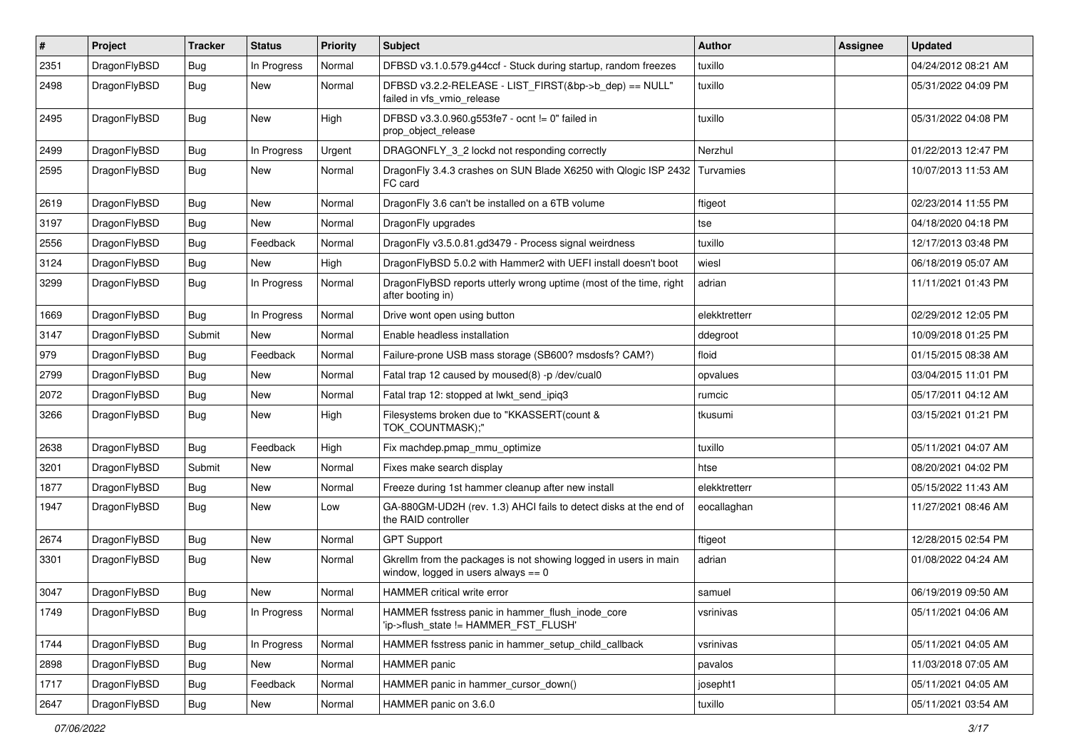| # | Project | Tracker | Status | Priority | Subject | Author | Assignee | Updated |
|---|---|---|---|---|---|---|---|---|
| 2351 | DragonFlyBSD | Bug | In Progress | Normal | DFBSD v3.1.0.579.g44ccf - Stuck during startup, random freezes | tuxillo | | 04/24/2012 08:21 AM |
| 2498 | DragonFlyBSD | Bug | New | Normal | DFBSD v3.2.2-RELEASE - LIST_FIRST(&bp->b_dep) == NULL" failed in vfs_vmio_release | tuxillo | | 05/31/2022 04:09 PM |
| 2495 | DragonFlyBSD | Bug | New | High | DFBSD v3.3.0.960.g553fe7 - ocnt != 0" failed in prop_object_release | tuxillo | | 05/31/2022 04:08 PM |
| 2499 | DragonFlyBSD | Bug | In Progress | Urgent | DRAGONFLY_3_2 lockd not responding correctly | Nerzhul | | 01/22/2013 12:47 PM |
| 2595 | DragonFlyBSD | Bug | New | Normal | DragonFly 3.4.3 crashes on SUN Blade X6250 with Qlogic ISP 2432 FC card | Turvamies | | 10/07/2013 11:53 AM |
| 2619 | DragonFlyBSD | Bug | New | Normal | DragonFly 3.6 can't be installed on a 6TB volume | ftigeot | | 02/23/2014 11:55 PM |
| 3197 | DragonFlyBSD | Bug | New | Normal | DragonFly upgrades | tse | | 04/18/2020 04:18 PM |
| 2556 | DragonFlyBSD | Bug | Feedback | Normal | DragonFly v3.5.0.81.gd3479 - Process signal weirdness | tuxillo | | 12/17/2013 03:48 PM |
| 3124 | DragonFlyBSD | Bug | New | High | DragonFlyBSD 5.0.2 with Hammer2 with UEFI install doesn't boot | wiesl | | 06/18/2019 05:07 AM |
| 3299 | DragonFlyBSD | Bug | In Progress | Normal | DragonFlyBSD reports utterly wrong uptime (most of the time, right after booting in) | adrian | | 11/11/2021 01:43 PM |
| 1669 | DragonFlyBSD | Bug | In Progress | Normal | Drive wont open using button | elekktretterr | | 02/29/2012 12:05 PM |
| 3147 | DragonFlyBSD | Submit | New | Normal | Enable headless installation | ddegroot | | 10/09/2018 01:25 PM |
| 979 | DragonFlyBSD | Bug | Feedback | Normal | Failure-prone USB mass storage (SB600? msdosfs? CAM?) | floid | | 01/15/2015 08:38 AM |
| 2799 | DragonFlyBSD | Bug | New | Normal | Fatal trap 12 caused by moused(8) -p /dev/cual0 | opvalues | | 03/04/2015 11:01 PM |
| 2072 | DragonFlyBSD | Bug | New | Normal | Fatal trap 12: stopped at lwkt_send_ipiq3 | rumcic | | 05/17/2011 04:12 AM |
| 3266 | DragonFlyBSD | Bug | New | High | Filesystems broken due to "KKASSERT(count & TOK_COUNTMASK);" | tkusumi | | 03/15/2021 01:21 PM |
| 2638 | DragonFlyBSD | Bug | Feedback | High | Fix machdep.pmap_mmu_optimize | tuxillo | | 05/11/2021 04:07 AM |
| 3201 | DragonFlyBSD | Submit | New | Normal | Fixes make search display | htse | | 08/20/2021 04:02 PM |
| 1877 | DragonFlyBSD | Bug | New | Normal | Freeze during 1st hammer cleanup after new install | elekktretterr | | 05/15/2022 11:43 AM |
| 1947 | DragonFlyBSD | Bug | New | Low | GA-880GM-UD2H (rev. 1.3) AHCI fails to detect disks at the end of the RAID controller | eocallaghan | | 11/27/2021 08:46 AM |
| 2674 | DragonFlyBSD | Bug | New | Normal | GPT Support | ftigeot | | 12/28/2015 02:54 PM |
| 3301 | DragonFlyBSD | Bug | New | Normal | Gkrellm from the packages is not showing logged in users in main window, logged in users always == 0 | adrian | | 01/08/2022 04:24 AM |
| 3047 | DragonFlyBSD | Bug | New | Normal | HAMMER critical write error | samuel | | 06/19/2019 09:50 AM |
| 1749 | DragonFlyBSD | Bug | In Progress | Normal | HAMMER fsstress panic in hammer_flush_inode_core 'ip->flush_state != HAMMER_FST_FLUSH' | vsrinivas | | 05/11/2021 04:06 AM |
| 1744 | DragonFlyBSD | Bug | In Progress | Normal | HAMMER fsstress panic in hammer_setup_child_callback | vsrinivas | | 05/11/2021 04:05 AM |
| 2898 | DragonFlyBSD | Bug | New | Normal | HAMMER panic | pavalos | | 11/03/2018 07:05 AM |
| 1717 | DragonFlyBSD | Bug | Feedback | Normal | HAMMER panic in hammer_cursor_down() | josepht1 | | 05/11/2021 04:05 AM |
| 2647 | DragonFlyBSD | Bug | New | Normal | HAMMER panic on 3.6.0 | tuxillo | | 05/11/2021 03:54 AM |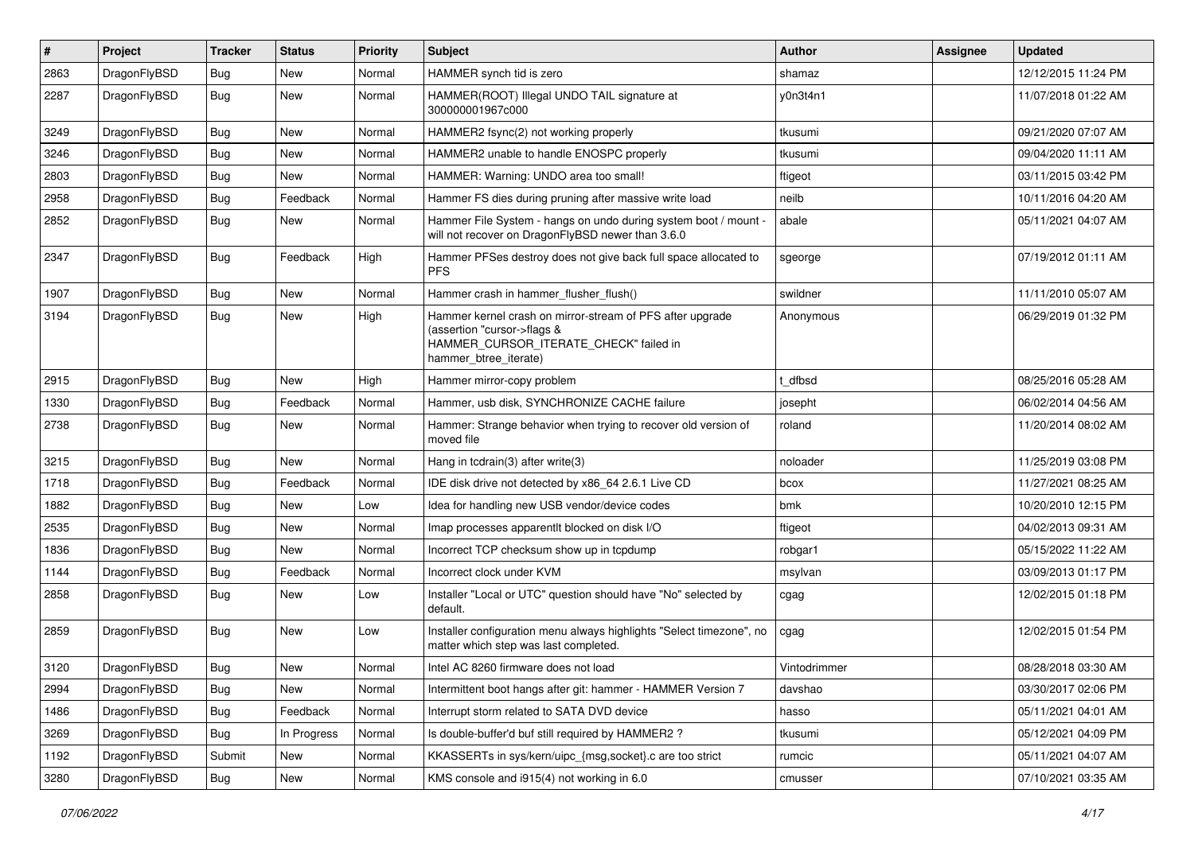| # | Project | Tracker | Status | Priority | Subject | Author | Assignee | Updated |
|---|---|---|---|---|---|---|---|---|
| 2863 | DragonFlyBSD | Bug | New | Normal | HAMMER synch tid is zero | shamaz | | 12/12/2015 11:24 PM |
| 2287 | DragonFlyBSD | Bug | New | Normal | HAMMER(ROOT) Illegal UNDO TAIL signature at 300000001967c000 | y0n3t4n1 | | 11/07/2018 01:22 AM |
| 3249 | DragonFlyBSD | Bug | New | Normal | HAMMER2 fsync(2) not working properly | tkusumi | | 09/21/2020 07:07 AM |
| 3246 | DragonFlyBSD | Bug | New | Normal | HAMMER2 unable to handle ENOSPC properly | tkusumi | | 09/04/2020 11:11 AM |
| 2803 | DragonFlyBSD | Bug | New | Normal | HAMMER: Warning: UNDO area too small! | ftigeot | | 03/11/2015 03:42 PM |
| 2958 | DragonFlyBSD | Bug | Feedback | Normal | Hammer FS dies during pruning after massive write load | neilb | | 10/11/2016 04:20 AM |
| 2852 | DragonFlyBSD | Bug | New | Normal | Hammer File System - hangs on undo during system boot / mount - will not recover on DragonFlyBSD newer than 3.6.0 | abale | | 05/11/2021 04:07 AM |
| 2347 | DragonFlyBSD | Bug | Feedback | High | Hammer PFSes destroy does not give back full space allocated to PFS | sgeorge | | 07/19/2012 01:11 AM |
| 1907 | DragonFlyBSD | Bug | New | Normal | Hammer crash in hammer_flusher_flush() | swildner | | 11/11/2010 05:07 AM |
| 3194 | DragonFlyBSD | Bug | New | High | Hammer kernel crash on mirror-stream of PFS after upgrade (assertion "cursor->flags & HAMMER_CURSOR_ITERATE_CHECK" failed in hammer_btree_iterate) | Anonymous | | 06/29/2019 01:32 PM |
| 2915 | DragonFlyBSD | Bug | New | High | Hammer mirror-copy problem | t_dfbsd | | 08/25/2016 05:28 AM |
| 1330 | DragonFlyBSD | Bug | Feedback | Normal | Hammer, usb disk, SYNCHRONIZE CACHE failure | josepht | | 06/02/2014 04:56 AM |
| 2738 | DragonFlyBSD | Bug | New | Normal | Hammer: Strange behavior when trying to recover old version of moved file | roland | | 11/20/2014 08:02 AM |
| 3215 | DragonFlyBSD | Bug | New | Normal | Hang in tcdrain(3) after write(3) | noloader | | 11/25/2019 03:08 PM |
| 1718 | DragonFlyBSD | Bug | Feedback | Normal | IDE disk drive not detected by x86_64 2.6.1 Live CD | bcox | | 11/27/2021 08:25 AM |
| 1882 | DragonFlyBSD | Bug | New | Low | Idea for handling new USB vendor/device codes | bmk | | 10/20/2010 12:15 PM |
| 2535 | DragonFlyBSD | Bug | New | Normal | Imap processes apparentlt blocked on disk I/O | ftigeot | | 04/02/2013 09:31 AM |
| 1836 | DragonFlyBSD | Bug | New | Normal | Incorrect TCP checksum show up in tcpdump | robgar1 | | 05/15/2022 11:22 AM |
| 1144 | DragonFlyBSD | Bug | Feedback | Normal | Incorrect clock under KVM | msylvan | | 03/09/2013 01:17 PM |
| 2858 | DragonFlyBSD | Bug | New | Low | Installer "Local or UTC" question should have "No" selected by default. | cgag | | 12/02/2015 01:18 PM |
| 2859 | DragonFlyBSD | Bug | New | Low | Installer configuration menu always highlights "Select timezone", no matter which step was last completed. | cgag | | 12/02/2015 01:54 PM |
| 3120 | DragonFlyBSD | Bug | New | Normal | Intel AC 8260 firmware does not load | Vintodrimmer | | 08/28/2018 03:30 AM |
| 2994 | DragonFlyBSD | Bug | New | Normal | Intermittent boot hangs after git: hammer - HAMMER Version 7 | davshao | | 03/30/2017 02:06 PM |
| 1486 | DragonFlyBSD | Bug | Feedback | Normal | Interrupt storm related to SATA DVD device | hasso | | 05/11/2021 04:01 AM |
| 3269 | DragonFlyBSD | Bug | In Progress | Normal | Is double-buffer'd buf still required by HAMMER2 ? | tkusumi | | 05/12/2021 04:09 PM |
| 1192 | DragonFlyBSD | Submit | New | Normal | KKASSERTs in sys/kern/uipc_{msg,socket}.c are too strict | rumcic | | 05/11/2021 04:07 AM |
| 3280 | DragonFlyBSD | Bug | New | Normal | KMS console and i915(4) not working in 6.0 | cmusser | | 07/10/2021 03:35 AM |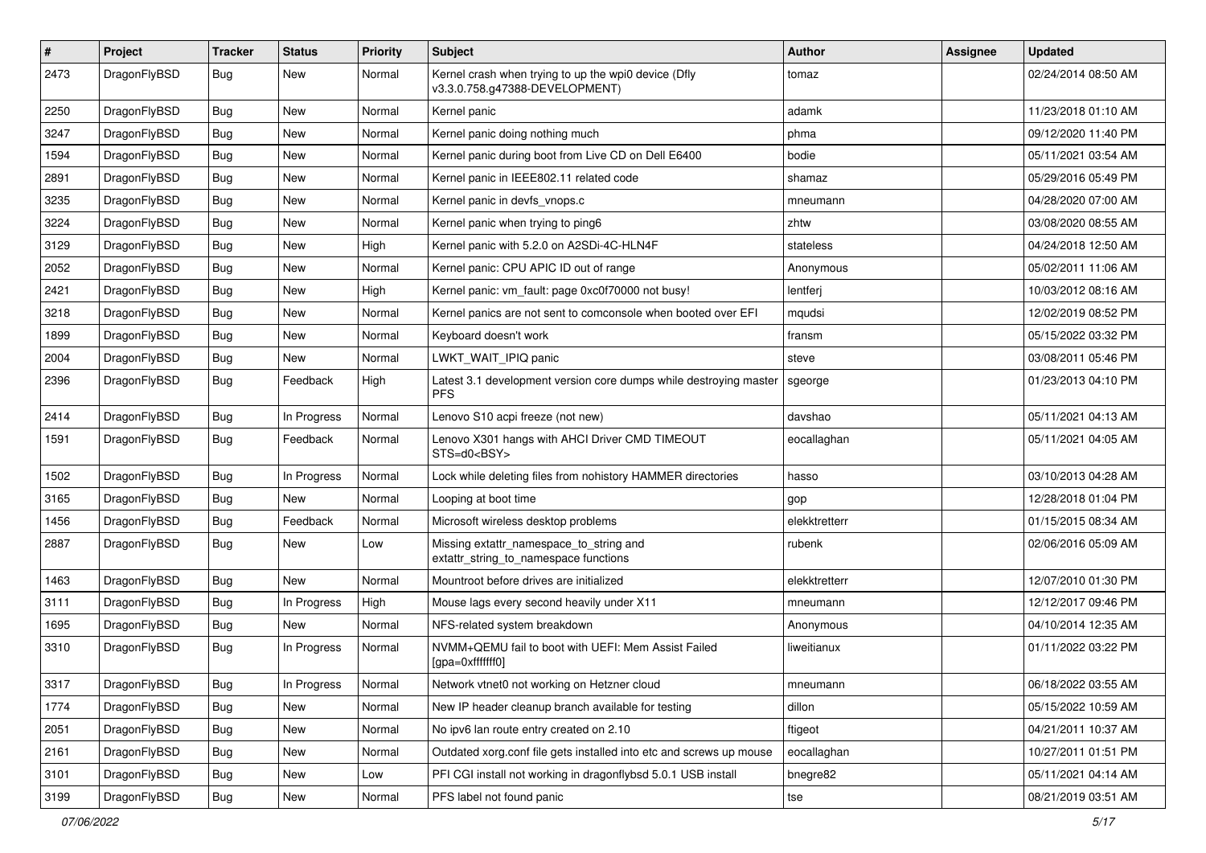| # | Project | Tracker | Status | Priority | Subject | Author | Assignee | Updated |
|---|---|---|---|---|---|---|---|---|
| 2473 | DragonFlyBSD | Bug | New | Normal | Kernel crash when trying to up the wpi0 device (Dfly v3.3.0.758.g47388-DEVELOPMENT) | tomaz | | 02/24/2014 08:50 AM |
| 2250 | DragonFlyBSD | Bug | New | Normal | Kernel panic | adamk | | 11/23/2018 01:10 AM |
| 3247 | DragonFlyBSD | Bug | New | Normal | Kernel panic doing nothing much | phma | | 09/12/2020 11:40 PM |
| 1594 | DragonFlyBSD | Bug | New | Normal | Kernel panic during boot from Live CD on Dell E6400 | bodie | | 05/11/2021 03:54 AM |
| 2891 | DragonFlyBSD | Bug | New | Normal | Kernel panic in IEEE802.11 related code | shamaz | | 05/29/2016 05:49 PM |
| 3235 | DragonFlyBSD | Bug | New | Normal | Kernel panic in devfs_vnops.c | mneumann | | 04/28/2020 07:00 AM |
| 3224 | DragonFlyBSD | Bug | New | Normal | Kernel panic when trying to ping6 | zhtw | | 03/08/2020 08:55 AM |
| 3129 | DragonFlyBSD | Bug | New | High | Kernel panic with 5.2.0 on A2SDi-4C-HLN4F | stateless | | 04/24/2018 12:50 AM |
| 2052 | DragonFlyBSD | Bug | New | Normal | Kernel panic: CPU APIC ID out of range | Anonymous | | 05/02/2011 11:06 AM |
| 2421 | DragonFlyBSD | Bug | New | High | Kernel panic: vm_fault: page 0xc0f70000 not busy! | lentferj | | 10/03/2012 08:16 AM |
| 3218 | DragonFlyBSD | Bug | New | Normal | Kernel panics are not sent to comconsole when booted over EFI | mqudsi | | 12/02/2019 08:52 PM |
| 1899 | DragonFlyBSD | Bug | New | Normal | Keyboard doesn't work | fransm | | 05/15/2022 03:32 PM |
| 2004 | DragonFlyBSD | Bug | New | Normal | LWKT_WAIT_IPIQ panic | steve | | 03/08/2011 05:46 PM |
| 2396 | DragonFlyBSD | Bug | Feedback | High | Latest 3.1 development version core dumps while destroying master PFS | sgeorge | | 01/23/2013 04:10 PM |
| 2414 | DragonFlyBSD | Bug | In Progress | Normal | Lenovo S10 acpi freeze (not new) | davshao | | 05/11/2021 04:13 AM |
| 1591 | DragonFlyBSD | Bug | Feedback | Normal | Lenovo X301 hangs with AHCI Driver CMD TIMEOUT STS=d0<BSY> | eocallaghan | | 05/11/2021 04:05 AM |
| 1502 | DragonFlyBSD | Bug | In Progress | Normal | Lock while deleting files from nohistory HAMMER directories | hasso | | 03/10/2013 04:28 AM |
| 3165 | DragonFlyBSD | Bug | New | Normal | Looping at boot time | gop | | 12/28/2018 01:04 PM |
| 1456 | DragonFlyBSD | Bug | Feedback | Normal | Microsoft wireless desktop problems | elekktretterr | | 01/15/2015 08:34 AM |
| 2887 | DragonFlyBSD | Bug | New | Low | Missing extattr_namespace_to_string and extattr_string_to_namespace functions | rubenk | | 02/06/2016 05:09 AM |
| 1463 | DragonFlyBSD | Bug | New | Normal | Mountroot before drives are initialized | elekktretterr | | 12/07/2010 01:30 PM |
| 3111 | DragonFlyBSD | Bug | In Progress | High | Mouse lags every second heavily under X11 | mneumann | | 12/12/2017 09:46 PM |
| 1695 | DragonFlyBSD | Bug | New | Normal | NFS-related system breakdown | Anonymous | | 04/10/2014 12:35 AM |
| 3310 | DragonFlyBSD | Bug | In Progress | Normal | NVMM+QEMU fail to boot with UEFI: Mem Assist Failed [gpa=0xfffffff0] | liweitianux | | 01/11/2022 03:22 PM |
| 3317 | DragonFlyBSD | Bug | In Progress | Normal | Network vtnet0 not working on Hetzner cloud | mneumann | | 06/18/2022 03:55 AM |
| 1774 | DragonFlyBSD | Bug | New | Normal | New IP header cleanup branch available for testing | dillon | | 05/15/2022 10:59 AM |
| 2051 | DragonFlyBSD | Bug | New | Normal | No ipv6 lan route entry created on 2.10 | ftigeot | | 04/21/2011 10:37 AM |
| 2161 | DragonFlyBSD | Bug | New | Normal | Outdated xorg.conf file gets installed into etc and screws up mouse | eocallaghan | | 10/27/2011 01:51 PM |
| 3101 | DragonFlyBSD | Bug | New | Low | PFI CGI install not working in dragonflybsd 5.0.1 USB install | bnegre82 | | 05/11/2021 04:14 AM |
| 3199 | DragonFlyBSD | Bug | New | Normal | PFS label not found panic | tse | | 08/21/2019 03:51 AM |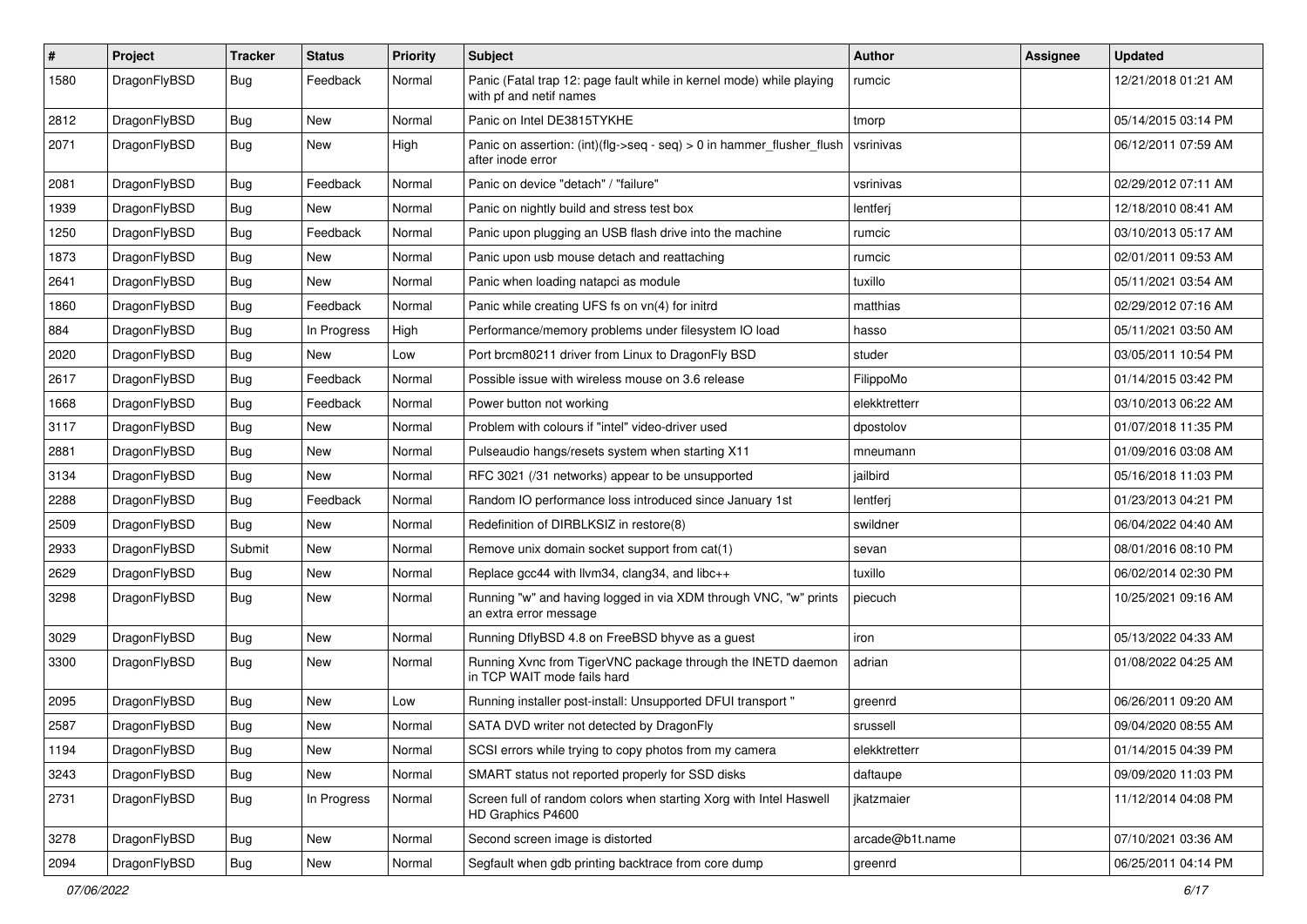| # | Project | Tracker | Status | Priority | Subject | Author | Assignee | Updated |
|---|---|---|---|---|---|---|---|---|
| 1580 | DragonFlyBSD | Bug | Feedback | Normal | Panic (Fatal trap 12: page fault while in kernel mode) while playing with pf and netif names | rumcic | | 12/21/2018 01:21 AM |
| 2812 | DragonFlyBSD | Bug | New | Normal | Panic on Intel DE3815TYKHE | tmorp | | 05/14/2015 03:14 PM |
| 2071 | DragonFlyBSD | Bug | New | High | Panic on assertion: (int)(flg->seq - seq) > 0 in hammer_flusher_flush after inode error | vsrinivas | | 06/12/2011 07:59 AM |
| 2081 | DragonFlyBSD | Bug | Feedback | Normal | Panic on device "detach" / "failure" | vsrinivas | | 02/29/2012 07:11 AM |
| 1939 | DragonFlyBSD | Bug | New | Normal | Panic on nightly build and stress test box | lentferj | | 12/18/2010 08:41 AM |
| 1250 | DragonFlyBSD | Bug | Feedback | Normal | Panic upon plugging an USB flash drive into the machine | rumcic | | 03/10/2013 05:17 AM |
| 1873 | DragonFlyBSD | Bug | New | Normal | Panic upon usb mouse detach and reattaching | rumcic | | 02/01/2011 09:53 AM |
| 2641 | DragonFlyBSD | Bug | New | Normal | Panic when loading natapci as module | tuxillo | | 05/11/2021 03:54 AM |
| 1860 | DragonFlyBSD | Bug | Feedback | Normal | Panic while creating UFS fs on vn(4) for initrd | matthias | | 02/29/2012 07:16 AM |
| 884 | DragonFlyBSD | Bug | In Progress | High | Performance/memory problems under filesystem IO load | hasso | | 05/11/2021 03:50 AM |
| 2020 | DragonFlyBSD | Bug | New | Low | Port brcm80211 driver from Linux to DragonFly BSD | studer | | 03/05/2011 10:54 PM |
| 2617 | DragonFlyBSD | Bug | Feedback | Normal | Possible issue with wireless mouse on 3.6 release | FilippoMo | | 01/14/2015 03:42 PM |
| 1668 | DragonFlyBSD | Bug | Feedback | Normal | Power button not working | elekktretterr | | 03/10/2013 06:22 AM |
| 3117 | DragonFlyBSD | Bug | New | Normal | Problem with colours if "intel" video-driver used | dpostolov | | 01/07/2018 11:35 PM |
| 2881 | DragonFlyBSD | Bug | New | Normal | Pulseaudio hangs/resets system when starting X11 | mneumann | | 01/09/2016 03:08 AM |
| 3134 | DragonFlyBSD | Bug | New | Normal | RFC 3021 (/31 networks) appear to be unsupported | jailbird | | 05/16/2018 11:03 PM |
| 2288 | DragonFlyBSD | Bug | Feedback | Normal | Random IO performance loss introduced since January 1st | lentferj | | 01/23/2013 04:21 PM |
| 2509 | DragonFlyBSD | Bug | New | Normal | Redefinition of DIRBLKSIZ in restore(8) | swildner | | 06/04/2022 04:40 AM |
| 2933 | DragonFlyBSD | Submit | New | Normal | Remove unix domain socket support from cat(1) | sevan | | 08/01/2016 08:10 PM |
| 2629 | DragonFlyBSD | Bug | New | Normal | Replace gcc44 with llvm34, clang34, and libc++ | tuxillo | | 06/02/2014 02:30 PM |
| 3298 | DragonFlyBSD | Bug | New | Normal | Running "w" and having logged in via XDM through VNC, "w" prints an extra error message | piecuch | | 10/25/2021 09:16 AM |
| 3029 | DragonFlyBSD | Bug | New | Normal | Running DflyBSD 4.8 on FreeBSD bhyve as a guest | iron | | 05/13/2022 04:33 AM |
| 3300 | DragonFlyBSD | Bug | New | Normal | Running Xvnc from TigerVNC package through the INETD daemon in TCP WAIT mode fails hard | adrian | | 01/08/2022 04:25 AM |
| 2095 | DragonFlyBSD | Bug | New | Low | Running installer post-install: Unsupported DFUI transport " | greenrd | | 06/26/2011 09:20 AM |
| 2587 | DragonFlyBSD | Bug | New | Normal | SATA DVD writer not detected by DragonFly | srussell | | 09/04/2020 08:55 AM |
| 1194 | DragonFlyBSD | Bug | New | Normal | SCSI errors while trying to copy photos from my camera | elekktretterr | | 01/14/2015 04:39 PM |
| 3243 | DragonFlyBSD | Bug | New | Normal | SMART status not reported properly for SSD disks | daftaupe | | 09/09/2020 11:03 PM |
| 2731 | DragonFlyBSD | Bug | In Progress | Normal | Screen full of random colors when starting Xorg with Intel Haswell HD Graphics P4600 | jkatzmaier | | 11/12/2014 04:08 PM |
| 3278 | DragonFlyBSD | Bug | New | Normal | Second screen image is distorted | arcade@b1t.name | | 07/10/2021 03:36 AM |
| 2094 | DragonFlyBSD | Bug | New | Normal | Segfault when gdb printing backtrace from core dump | greenrd | | 06/25/2011 04:14 PM |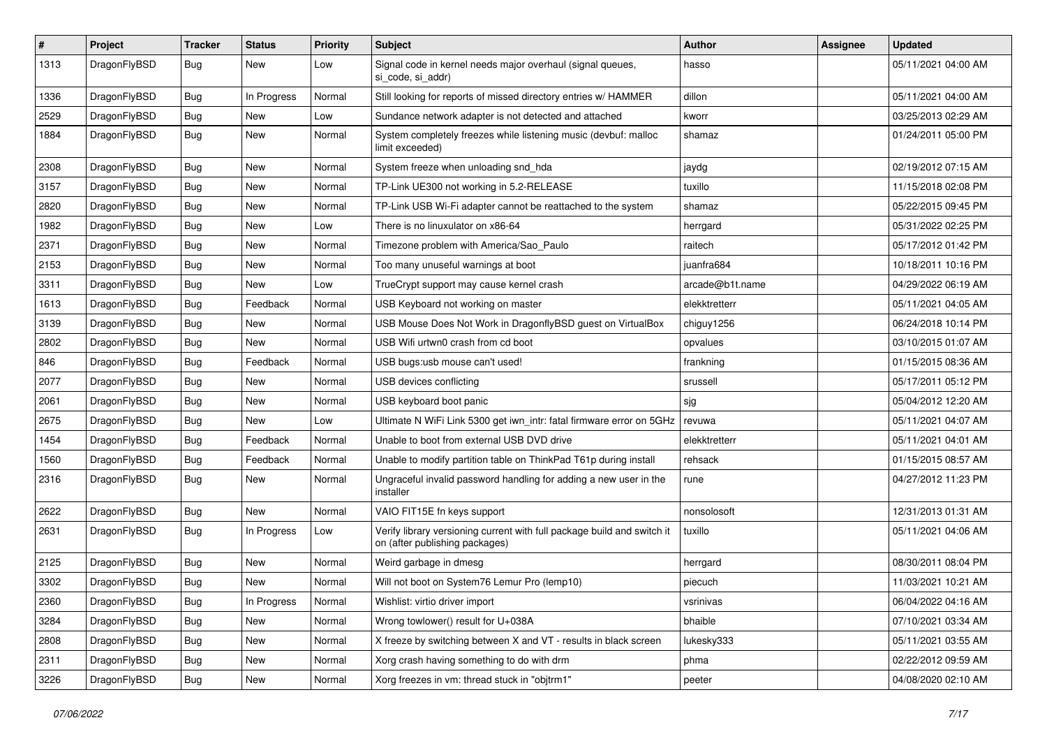| # | Project | Tracker | Status | Priority | Subject | Author | Assignee | Updated |
|---|---|---|---|---|---|---|---|---|
| 1313 | DragonFlyBSD | Bug | New | Low | Signal code in kernel needs major overhaul (signal queues, si_code, si_addr) | hasso | | 05/11/2021 04:00 AM |
| 1336 | DragonFlyBSD | Bug | In Progress | Normal | Still looking for reports of missed directory entries w/ HAMMER | dillon | | 05/11/2021 04:00 AM |
| 2529 | DragonFlyBSD | Bug | New | Low | Sundance network adapter is not detected and attached | kworr | | 03/25/2013 02:29 AM |
| 1884 | DragonFlyBSD | Bug | New | Normal | System completely freezes while listening music (devbuf: malloc limit exceeded) | shamaz | | 01/24/2011 05:00 PM |
| 2308 | DragonFlyBSD | Bug | New | Normal | System freeze when unloading snd_hda | jaydg | | 02/19/2012 07:15 AM |
| 3157 | DragonFlyBSD | Bug | New | Normal | TP-Link UE300 not working in 5.2-RELEASE | tuxillo | | 11/15/2018 02:08 PM |
| 2820 | DragonFlyBSD | Bug | New | Normal | TP-Link USB Wi-Fi adapter cannot be reattached to the system | shamaz | | 05/22/2015 09:45 PM |
| 1982 | DragonFlyBSD | Bug | New | Low | There is no linuxulator on x86-64 | herrgard | | 05/31/2022 02:25 PM |
| 2371 | DragonFlyBSD | Bug | New | Normal | Timezone problem with America/Sao_Paulo | raitech | | 05/17/2012 01:42 PM |
| 2153 | DragonFlyBSD | Bug | New | Normal | Too many unuseful warnings at boot | juanfra684 | | 10/18/2011 10:16 PM |
| 3311 | DragonFlyBSD | Bug | New | Low | TrueCrypt support may cause kernel crash | arcade@b1t.name | | 04/29/2022 06:19 AM |
| 1613 | DragonFlyBSD | Bug | Feedback | Normal | USB Keyboard not working on master | elekktretterr | | 05/11/2021 04:05 AM |
| 3139 | DragonFlyBSD | Bug | New | Normal | USB Mouse Does Not Work in DragonflyBSD guest on VirtualBox | chiguy1256 | | 06/24/2018 10:14 PM |
| 2802 | DragonFlyBSD | Bug | New | Normal | USB Wifi urtwn0 crash from cd boot | opvalues | | 03/10/2015 01:07 AM |
| 846 | DragonFlyBSD | Bug | Feedback | Normal | USB bugs:usb mouse can't used! | frankning | | 01/15/2015 08:36 AM |
| 2077 | DragonFlyBSD | Bug | New | Normal | USB devices conflicting | srussell | | 05/17/2011 05:12 PM |
| 2061 | DragonFlyBSD | Bug | New | Normal | USB keyboard boot panic | sjg | | 05/04/2012 12:20 AM |
| 2675 | DragonFlyBSD | Bug | New | Low | Ultimate N WiFi Link 5300 get iwn_intr: fatal firmware error on 5GHz | revuwa | | 05/11/2021 04:07 AM |
| 1454 | DragonFlyBSD | Bug | Feedback | Normal | Unable to boot from external USB DVD drive | elekktretterr | | 05/11/2021 04:01 AM |
| 1560 | DragonFlyBSD | Bug | Feedback | Normal | Unable to modify partition table on ThinkPad T61p during install | rehsack | | 01/15/2015 08:57 AM |
| 2316 | DragonFlyBSD | Bug | New | Normal | Ungraceful invalid password handling for adding a new user in the installer | rune | | 04/27/2012 11:23 PM |
| 2622 | DragonFlyBSD | Bug | New | Normal | VAIO FIT15E fn keys support | nonsolosoft | | 12/31/2013 01:31 AM |
| 2631 | DragonFlyBSD | Bug | In Progress | Low | Verify library versioning current with full package build and switch it on (after publishing packages) | tuxillo | | 05/11/2021 04:06 AM |
| 2125 | DragonFlyBSD | Bug | New | Normal | Weird garbage in dmesg | herrgard | | 08/30/2011 08:04 PM |
| 3302 | DragonFlyBSD | Bug | New | Normal | Will not boot on System76 Lemur Pro (lemp10) | piecuch | | 11/03/2021 10:21 AM |
| 2360 | DragonFlyBSD | Bug | In Progress | Normal | Wishlist: virtio driver import | vsrinivas | | 06/04/2022 04:16 AM |
| 3284 | DragonFlyBSD | Bug | New | Normal | Wrong towlower() result for U+038A | bhaible | | 07/10/2021 03:34 AM |
| 2808 | DragonFlyBSD | Bug | New | Normal | X freeze by switching between X and VT - results in black screen | lukesky333 | | 05/11/2021 03:55 AM |
| 2311 | DragonFlyBSD | Bug | New | Normal | Xorg crash having something to do with drm | phma | | 02/22/2012 09:59 AM |
| 3226 | DragonFlyBSD | Bug | New | Normal | Xorg freezes in vm: thread stuck in "objtrm1" | peeter | | 04/08/2020 02:10 AM |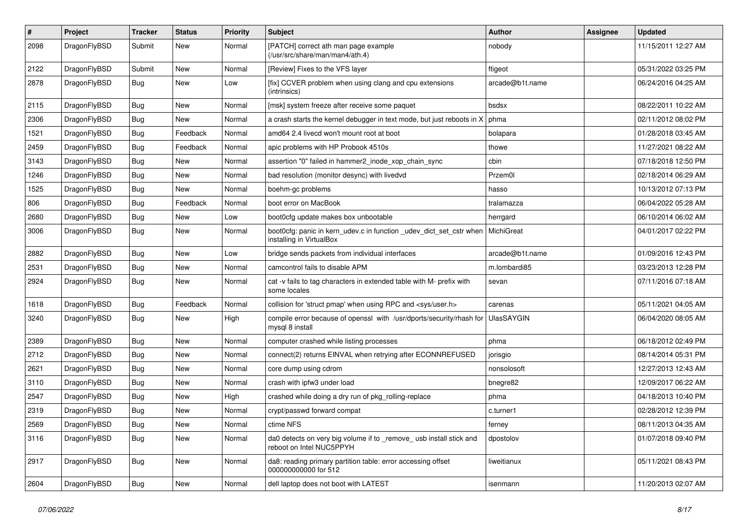| # | Project | Tracker | Status | Priority | Subject | Author | Assignee | Updated |
|---|---|---|---|---|---|---|---|---|
| 2098 | DragonFlyBSD | Submit | New | Normal | [PATCH] correct ath man page example (/usr/src/share/man/man4/ath.4) | nobody | | 11/15/2011 12:27 AM |
| 2122 | DragonFlyBSD | Submit | New | Normal | [Review] Fixes to the VFS layer | ftigeot | | 05/31/2022 03:25 PM |
| 2878 | DragonFlyBSD | Bug | New | Low | [fix] CCVER problem when using clang and cpu extensions (intrinsics) | arcade@b1t.name | | 06/24/2016 04:25 AM |
| 2115 | DragonFlyBSD | Bug | New | Normal | [msk] system freeze after receive some paquet | bsdsx | | 08/22/2011 10:22 AM |
| 2306 | DragonFlyBSD | Bug | New | Normal | a crash starts the kernel debugger in text mode, but just reboots in X | phma | | 02/11/2012 08:02 PM |
| 1521 | DragonFlyBSD | Bug | Feedback | Normal | amd64 2.4 livecd won't mount root at boot | bolapara | | 01/28/2018 03:45 AM |
| 2459 | DragonFlyBSD | Bug | Feedback | Normal | apic problems with HP Probook 4510s | thowe | | 11/27/2021 08:22 AM |
| 3143 | DragonFlyBSD | Bug | New | Normal | assertion "0" failed in hammer2_inode_xop_chain_sync | cbin | | 07/18/2018 12:50 PM |
| 1246 | DragonFlyBSD | Bug | New | Normal | bad resolution (monitor desync) with livedvd | Przem0l | | 02/18/2014 06:29 AM |
| 1525 | DragonFlyBSD | Bug | New | Normal | boehm-gc problems | hasso | | 10/13/2012 07:13 PM |
| 806 | DragonFlyBSD | Bug | Feedback | Normal | boot error on MacBook | tralamazza | | 06/04/2022 05:28 AM |
| 2680 | DragonFlyBSD | Bug | New | Low | boot0cfg update makes box unbootable | herrgard | | 06/10/2014 06:02 AM |
| 3006 | DragonFlyBSD | Bug | New | Normal | boot0cfg: panic in kern_udev.c in function _udev_dict_set_cstr when installing in VirtualBox | MichiGreat | | 04/01/2017 02:22 PM |
| 2882 | DragonFlyBSD | Bug | New | Low | bridge sends packets from individual interfaces | arcade@b1t.name | | 01/09/2016 12:43 PM |
| 2531 | DragonFlyBSD | Bug | New | Normal | camcontrol fails to disable APM | m.lombardi85 | | 03/23/2013 12:28 PM |
| 2924 | DragonFlyBSD | Bug | New | Normal | cat -v fails to tag characters in extended table with M- prefix with some locales | sevan | | 07/11/2016 07:18 AM |
| 1618 | DragonFlyBSD | Bug | Feedback | Normal | collision for 'struct pmap' when using RPC and <sys/user.h> | carenas | | 05/11/2021 04:05 AM |
| 3240 | DragonFlyBSD | Bug | New | High | compile error because of openssl with /usr/dports/security/rhash for mysql 8 install | UlasSAYGIN | | 06/04/2020 08:05 AM |
| 2389 | DragonFlyBSD | Bug | New | Normal | computer crashed while listing processes | phma | | 06/18/2012 02:49 PM |
| 2712 | DragonFlyBSD | Bug | New | Normal | connect(2) returns EINVAL when retrying after ECONNREFUSED | jorisgio | | 08/14/2014 05:31 PM |
| 2621 | DragonFlyBSD | Bug | New | Normal | core dump using cdrom | nonsolosoft | | 12/27/2013 12:43 AM |
| 3110 | DragonFlyBSD | Bug | New | Normal | crash with ipfw3 under load | bnegre82 | | 12/09/2017 06:22 AM |
| 2547 | DragonFlyBSD | Bug | New | High | crashed while doing a dry run of pkg_rolling-replace | phma | | 04/18/2013 10:40 PM |
| 2319 | DragonFlyBSD | Bug | New | Normal | crypt/passwd forward compat | c.turner1 | | 02/28/2012 12:39 PM |
| 2569 | DragonFlyBSD | Bug | New | Normal | ctime NFS | ferney | | 08/11/2013 04:35 AM |
| 3116 | DragonFlyBSD | Bug | New | Normal | da0 detects on very big volume if to _remove_ usb install stick and reboot on Intel NUC5PPYH | dpostolov | | 01/07/2018 09:40 PM |
| 2917 | DragonFlyBSD | Bug | New | Normal | da8: reading primary partition table: error accessing offset 000000000000 for 512 | liweitianux | | 05/11/2021 08:43 PM |
| 2604 | DragonFlyBSD | Bug | New | Normal | dell laptop does not boot with LATEST | isenmann | | 11/20/2013 02:07 AM |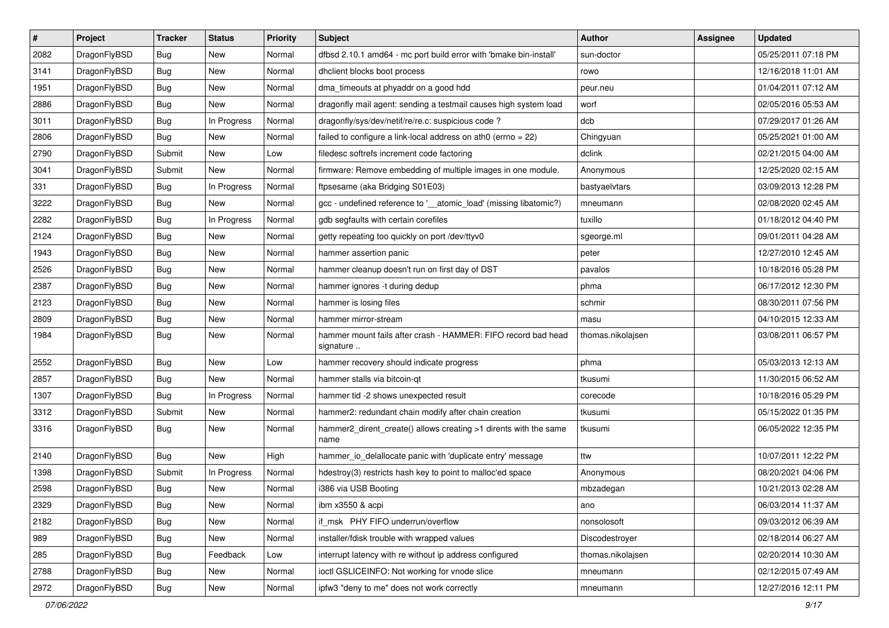| # | Project | Tracker | Status | Priority | Subject | Author | Assignee | Updated |
|---|---|---|---|---|---|---|---|---|
| 2082 | DragonFlyBSD | Bug | New | Normal | dfbsd 2.10.1 amd64 - mc port build error with 'bmake bin-install' | sun-doctor | | 05/25/2011 07:18 PM |
| 3141 | DragonFlyBSD | Bug | New | Normal | dhclient blocks boot process | rowo | | 12/16/2018 11:01 AM |
| 1951 | DragonFlyBSD | Bug | New | Normal | dma_timeouts at phyaddr on a good hdd | peur.neu | | 01/04/2011 07:12 AM |
| 2886 | DragonFlyBSD | Bug | New | Normal | dragonfly mail agent: sending a testmail causes high system load | worf | | 02/05/2016 05:53 AM |
| 3011 | DragonFlyBSD | Bug | In Progress | Normal | dragonfly/sys/dev/netif/re/re.c: suspicious code ? | dcb | | 07/29/2017 01:26 AM |
| 2806 | DragonFlyBSD | Bug | New | Normal | failed to configure a link-local address on ath0 (errno = 22) | Chingyuan | | 05/25/2021 01:00 AM |
| 2790 | DragonFlyBSD | Submit | New | Low | filedesc softrefs increment code factoring | dclink | | 02/21/2015 04:00 AM |
| 3041 | DragonFlyBSD | Submit | New | Normal | firmware: Remove embedding of multiple images in one module. | Anonymous | | 12/25/2020 02:15 AM |
| 331 | DragonFlyBSD | Bug | In Progress | Normal | ftpsesame (aka Bridging S01E03) | bastyaelvtars | | 03/09/2013 12:28 PM |
| 3222 | DragonFlyBSD | Bug | New | Normal | gcc - undefined reference to '__atomic_load' (missing libatomic?) | mneumann | | 02/08/2020 02:45 AM |
| 2282 | DragonFlyBSD | Bug | In Progress | Normal | gdb segfaults with certain corefiles | tuxillo | | 01/18/2012 04:40 PM |
| 2124 | DragonFlyBSD | Bug | New | Normal | getty repeating too quickly on port /dev/ttyv0 | sgeorge.ml | | 09/01/2011 04:28 AM |
| 1943 | DragonFlyBSD | Bug | New | Normal | hammer assertion panic | peter | | 12/27/2010 12:45 AM |
| 2526 | DragonFlyBSD | Bug | New | Normal | hammer cleanup doesn't run on first day of DST | pavalos | | 10/18/2016 05:28 PM |
| 2387 | DragonFlyBSD | Bug | New | Normal | hammer ignores -t during dedup | phma | | 06/17/2012 12:30 PM |
| 2123 | DragonFlyBSD | Bug | New | Normal | hammer is losing files | schmir | | 08/30/2011 07:56 PM |
| 2809 | DragonFlyBSD | Bug | New | Normal | hammer mirror-stream | masu | | 04/10/2015 12:33 AM |
| 1984 | DragonFlyBSD | Bug | New | Normal | hammer mount fails after crash - HAMMER: FIFO record bad head signature .. | thomas.nikolajsen | | 03/08/2011 06:57 PM |
| 2552 | DragonFlyBSD | Bug | New | Low | hammer recovery should indicate progress | phma | | 05/03/2013 12:13 AM |
| 2857 | DragonFlyBSD | Bug | New | Normal | hammer stalls via bitcoin-qt | tkusumi | | 11/30/2015 06:52 AM |
| 1307 | DragonFlyBSD | Bug | In Progress | Normal | hammer tid -2 shows unexpected result | corecode | | 10/18/2016 05:29 PM |
| 3312 | DragonFlyBSD | Submit | New | Normal | hammer2: redundant chain modify after chain creation | tkusumi | | 05/15/2022 01:35 PM |
| 3316 | DragonFlyBSD | Bug | New | Normal | hammer2_dirent_create() allows creating >1 dirents with the same name | tkusumi | | 06/05/2022 12:35 PM |
| 2140 | DragonFlyBSD | Bug | New | High | hammer_io_delallocate panic with 'duplicate entry' message | ttw | | 10/07/2011 12:22 PM |
| 1398 | DragonFlyBSD | Submit | In Progress | Normal | hdestroy(3) restricts hash key to point to malloc'ed space | Anonymous | | 08/20/2021 04:06 PM |
| 2598 | DragonFlyBSD | Bug | New | Normal | i386 via USB Booting | mbzadegan | | 10/21/2013 02:28 AM |
| 2329 | DragonFlyBSD | Bug | New | Normal | ibm x3550 & acpi | ano | | 06/03/2014 11:37 AM |
| 2182 | DragonFlyBSD | Bug | New | Normal | if_msk PHY FIFO underrun/overflow | nonsolosoft | | 09/03/2012 06:39 AM |
| 989 | DragonFlyBSD | Bug | New | Normal | installer/fdisk trouble with wrapped values | Discodestroyer | | 02/18/2014 06:27 AM |
| 285 | DragonFlyBSD | Bug | Feedback | Low | interrupt latency with re without ip address configured | thomas.nikolajsen | | 02/20/2014 10:30 AM |
| 2788 | DragonFlyBSD | Bug | New | Normal | ioctl GSLICEINFO: Not working for vnode slice | mneumann | | 02/12/2015 07:49 AM |
| 2972 | DragonFlyBSD | Bug | New | Normal | ipfw3 "deny to me" does not work correctly | mneumann | | 12/27/2016 12:11 PM |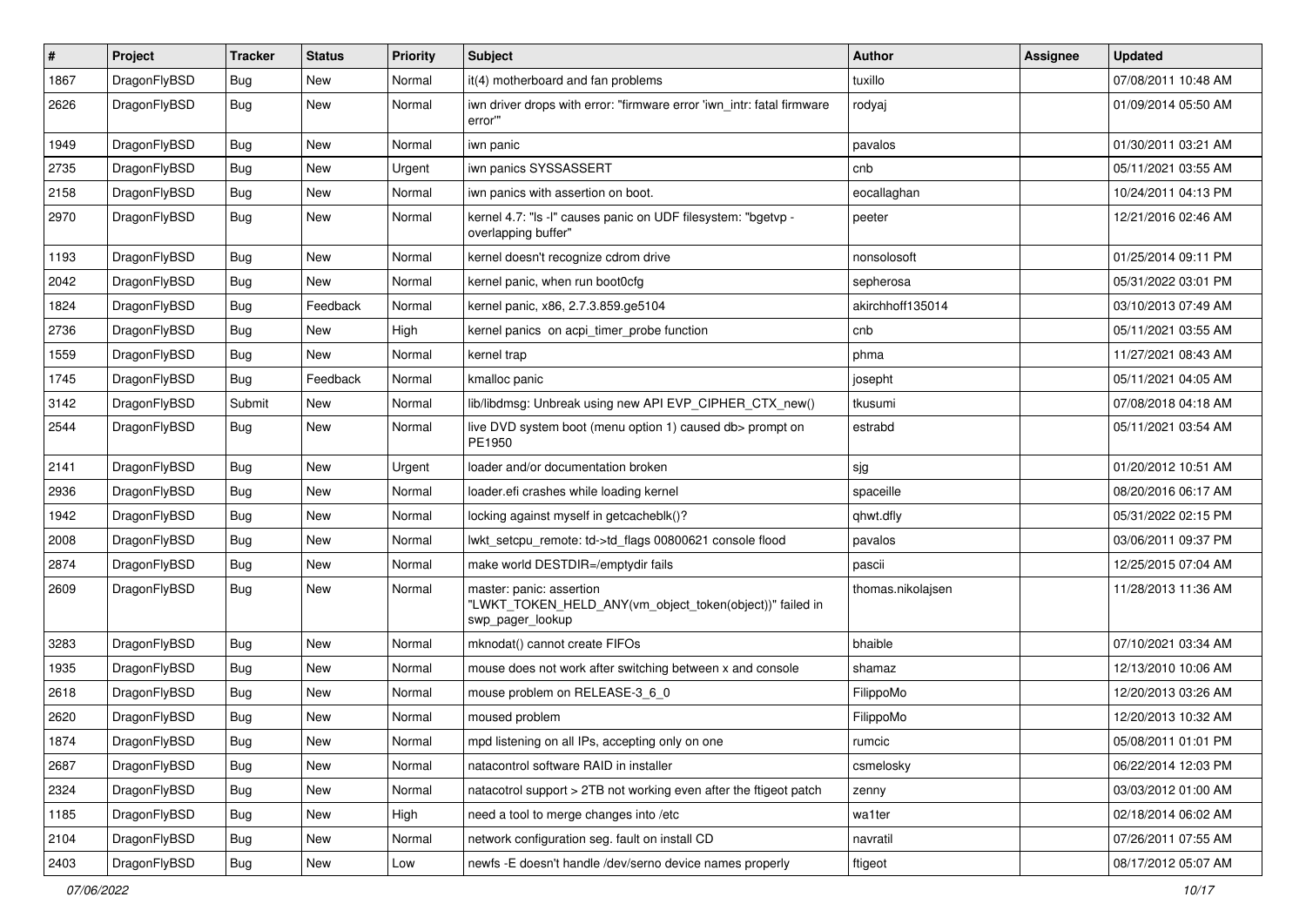| # | Project | Tracker | Status | Priority | Subject | Author | Assignee | Updated |
|---|---|---|---|---|---|---|---|---|
| 1867 | DragonFlyBSD | Bug | New | Normal | it(4) motherboard and fan problems | tuxillo | | 07/08/2011 10:48 AM |
| 2626 | DragonFlyBSD | Bug | New | Normal | iwn driver drops with error: "firmware error 'iwn_intr: fatal firmware error'" | rodyaj | | 01/09/2014 05:50 AM |
| 1949 | DragonFlyBSD | Bug | New | Normal | iwn panic | pavalos | | 01/30/2011 03:21 AM |
| 2735 | DragonFlyBSD | Bug | New | Urgent | iwn panics SYSSASSERT | cnb | | 05/11/2021 03:55 AM |
| 2158 | DragonFlyBSD | Bug | New | Normal | iwn panics with assertion on boot. | eocallaghan | | 10/24/2011 04:13 PM |
| 2970 | DragonFlyBSD | Bug | New | Normal | kernel 4.7: "ls -l" causes panic on UDF filesystem: "bgetvp - overlapping buffer" | peeter | | 12/21/2016 02:46 AM |
| 1193 | DragonFlyBSD | Bug | New | Normal | kernel doesn't recognize cdrom drive | nonsolosoft | | 01/25/2014 09:11 PM |
| 2042 | DragonFlyBSD | Bug | New | Normal | kernel panic, when run boot0cfg | sepherosa | | 05/31/2022 03:01 PM |
| 1824 | DragonFlyBSD | Bug | Feedback | Normal | kernel panic, x86, 2.7.3.859.ge5104 | akirchhoff135014 | | 03/10/2013 07:49 AM |
| 2736 | DragonFlyBSD | Bug | New | High | kernel panics on acpi_timer_probe function | cnb | | 05/11/2021 03:55 AM |
| 1559 | DragonFlyBSD | Bug | New | Normal | kernel trap | phma | | 11/27/2021 08:43 AM |
| 1745 | DragonFlyBSD | Bug | Feedback | Normal | kmalloc panic | josepht | | 05/11/2021 04:05 AM |
| 3142 | DragonFlyBSD | Submit | New | Normal | lib/libdmsg: Unbreak using new API EVP_CIPHER_CTX_new() | tkusumi | | 07/08/2018 04:18 AM |
| 2544 | DragonFlyBSD | Bug | New | Normal | live DVD system boot (menu option 1) caused db> prompt on PE1950 | estrabd | | 05/11/2021 03:54 AM |
| 2141 | DragonFlyBSD | Bug | New | Urgent | loader and/or documentation broken | sjg | | 01/20/2012 10:51 AM |
| 2936 | DragonFlyBSD | Bug | New | Normal | loader.efi crashes while loading kernel | spaceille | | 08/20/2016 06:17 AM |
| 1942 | DragonFlyBSD | Bug | New | Normal | locking against myself in getcacheblk()? | qhwt.dfly | | 05/31/2022 02:15 PM |
| 2008 | DragonFlyBSD | Bug | New | Normal | lwkt_setcpu_remote: td->td_flags 00800621 console flood | pavalos | | 03/06/2011 09:37 PM |
| 2874 | DragonFlyBSD | Bug | New | Normal | make world DESTDIR=/emptydir fails | pascii | | 12/25/2015 07:04 AM |
| 2609 | DragonFlyBSD | Bug | New | Normal | master: panic: assertion "LWKT_TOKEN_HELD_ANY(vm_object_token(object))" failed in swp_pager_lookup | thomas.nikolajsen | | 11/28/2013 11:36 AM |
| 3283 | DragonFlyBSD | Bug | New | Normal | mknodat() cannot create FIFOs | bhaible | | 07/10/2021 03:34 AM |
| 1935 | DragonFlyBSD | Bug | New | Normal | mouse does not work after switching between x and console | shamaz | | 12/13/2010 10:06 AM |
| 2618 | DragonFlyBSD | Bug | New | Normal | mouse problem on RELEASE-3_6_0 | FilippoMo | | 12/20/2013 03:26 AM |
| 2620 | DragonFlyBSD | Bug | New | Normal | moused problem | FilippoMo | | 12/20/2013 10:32 AM |
| 1874 | DragonFlyBSD | Bug | New | Normal | mpd listening on all IPs, accepting only on one | rumcic | | 05/08/2011 01:01 PM |
| 2687 | DragonFlyBSD | Bug | New | Normal | natacontrol software RAID in installer | csmelosky | | 06/22/2014 12:03 PM |
| 2324 | DragonFlyBSD | Bug | New | Normal | natacotrol support > 2TB not working even after the ftigeot patch | zenny | | 03/03/2012 01:00 AM |
| 1185 | DragonFlyBSD | Bug | New | High | need a tool to merge changes into /etc | wa1ter | | 02/18/2014 06:02 AM |
| 2104 | DragonFlyBSD | Bug | New | Normal | network configuration seg. fault on install CD | navratil | | 07/26/2011 07:55 AM |
| 2403 | DragonFlyBSD | Bug | New | Low | newfs -E doesn't handle /dev/serno device names properly | ftigeot | | 08/17/2012 05:07 AM |

*07/06/2022*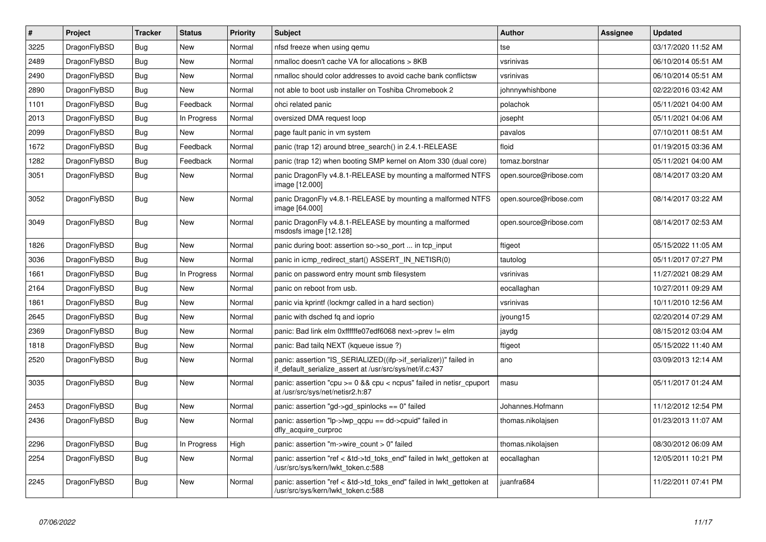| # | Project | Tracker | Status | Priority | Subject | Author | Assignee | Updated |
|---|---|---|---|---|---|---|---|---|
| 3225 | DragonFlyBSD | Bug | New | Normal | nfsd freeze when using qemu | tse | | 03/17/2020 11:52 AM |
| 2489 | DragonFlyBSD | Bug | New | Normal | nmalloc doesn't cache VA for allocations > 8KB | vsrinivas | | 06/10/2014 05:51 AM |
| 2490 | DragonFlyBSD | Bug | New | Normal | nmalloc should color addresses to avoid cache bank conflictsw | vsrinivas | | 06/10/2014 05:51 AM |
| 2890 | DragonFlyBSD | Bug | New | Normal | not able to boot usb installer on Toshiba Chromebook 2 | johnnywhishbone | | 02/22/2016 03:42 AM |
| 1101 | DragonFlyBSD | Bug | Feedback | Normal | ohci related panic | polachok | | 05/11/2021 04:00 AM |
| 2013 | DragonFlyBSD | Bug | In Progress | Normal | oversized DMA request loop | josepht | | 05/11/2021 04:06 AM |
| 2099 | DragonFlyBSD | Bug | New | Normal | page fault panic in vm system | pavalos | | 07/10/2011 08:51 AM |
| 1672 | DragonFlyBSD | Bug | Feedback | Normal | panic (trap 12) around btree_search() in 2.4.1-RELEASE | floid | | 01/19/2015 03:36 AM |
| 1282 | DragonFlyBSD | Bug | Feedback | Normal | panic (trap 12) when booting SMP kernel on Atom 330 (dual core) | tomaz.borstnar | | 05/11/2021 04:00 AM |
| 3051 | DragonFlyBSD | Bug | New | Normal | panic DragonFly v4.8.1-RELEASE by mounting a malformed NTFS image [12.000] | open.source@ribose.com | | 08/14/2017 03:20 AM |
| 3052 | DragonFlyBSD | Bug | New | Normal | panic DragonFly v4.8.1-RELEASE by mounting a malformed NTFS image [64.000] | open.source@ribose.com | | 08/14/2017 03:22 AM |
| 3049 | DragonFlyBSD | Bug | New | Normal | panic DragonFly v4.8.1-RELEASE by mounting a malformed msdosfs image [12.128] | open.source@ribose.com | | 08/14/2017 02:53 AM |
| 1826 | DragonFlyBSD | Bug | New | Normal | panic during boot: assertion so->so_port ... in tcp_input | ftigeot | | 05/15/2022 11:05 AM |
| 3036 | DragonFlyBSD | Bug | New | Normal | panic in icmp_redirect_start() ASSERT_IN_NETISR(0) | tautolog | | 05/11/2017 07:27 PM |
| 1661 | DragonFlyBSD | Bug | In Progress | Normal | panic on password entry mount smb filesystem | vsrinivas | | 11/27/2021 08:29 AM |
| 2164 | DragonFlyBSD | Bug | New | Normal | panic on reboot from usb. | eocallaghan | | 10/27/2011 09:29 AM |
| 1861 | DragonFlyBSD | Bug | New | Normal | panic via kprintf (lockmgr called in a hard section) | vsrinivas | | 10/11/2010 12:56 AM |
| 2645 | DragonFlyBSD | Bug | New | Normal | panic with dsched fq and ioprio | jyoung15 | | 02/20/2014 07:29 AM |
| 2369 | DragonFlyBSD | Bug | New | Normal | panic: Bad link elm 0xffffffe07edf6068 next->prev != elm | jaydg | | 08/15/2012 03:04 AM |
| 1818 | DragonFlyBSD | Bug | New | Normal | panic: Bad tailq NEXT (kqueue issue ?) | ftigeot | | 05/15/2022 11:40 AM |
| 2520 | DragonFlyBSD | Bug | New | Normal | panic: assertion "IS_SERIALIZED((ifp->if_serializer))" failed in if_default_serialize_assert at /usr/src/sys/net/if.c:437 | ano | | 03/09/2013 12:14 AM |
| 3035 | DragonFlyBSD | Bug | New | Normal | panic: assertion "cpu >= 0 && cpu < ncpus" failed in netisr_cpuport at /usr/src/sys/net/netisr2.h:87 | masu | | 05/11/2017 01:24 AM |
| 2453 | DragonFlyBSD | Bug | New | Normal | panic: assertion "gd->gd_spinlocks == 0" failed | Johannes.Hofmann | | 11/12/2012 12:54 PM |
| 2436 | DragonFlyBSD | Bug | New | Normal | panic: assertion "lp->lwp_qcpu == dd->cpuid" failed in dfly_acquire_curproc | thomas.nikolajsen | | 01/23/2013 11:07 AM |
| 2296 | DragonFlyBSD | Bug | In Progress | High | panic: assertion "m->wire_count > 0" failed | thomas.nikolajsen | | 08/30/2012 06:09 AM |
| 2254 | DragonFlyBSD | Bug | New | Normal | panic: assertion "ref < &td->td_toks_end" failed in lwkt_gettoken at /usr/src/sys/kern/lwkt_token.c:588 | eocallaghan | | 12/05/2011 10:21 PM |
| 2245 | DragonFlyBSD | Bug | New | Normal | panic: assertion "ref < &td->td_toks_end" failed in lwkt_gettoken at /usr/src/sys/kern/lwkt_token.c:588 | juanfra684 | | 11/22/2011 07:41 PM |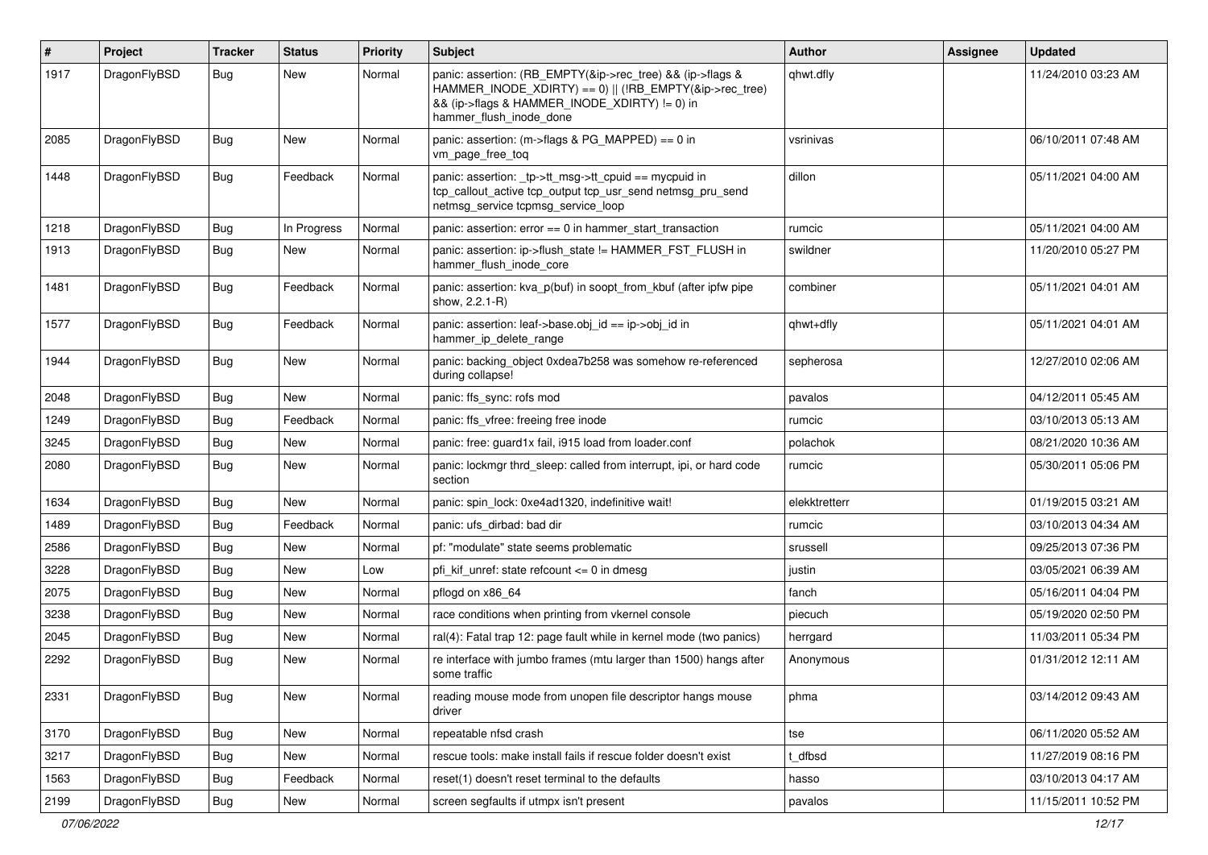| # | Project | Tracker | Status | Priority | Subject | Author | Assignee | Updated |
|---|---|---|---|---|---|---|---|---|
| 1917 | DragonFlyBSD | Bug | New | Normal | panic: assertion: (RB_EMPTY(&ip->rec_tree) && (ip->flags & HAMMER_INODE_XDIRTY) == 0) \|\| (!RB_EMPTY(&ip->rec_tree) && (ip->flags & HAMMER_INODE_XDIRTY) != 0) in hammer_flush_inode_done | qhwt.dfly | | 11/24/2010 03:23 AM |
| 2085 | DragonFlyBSD | Bug | New | Normal | panic: assertion: (m->flags & PG_MAPPED) == 0 in vm_page_free_toq | vsrinivas | | 06/10/2011 07:48 AM |
| 1448 | DragonFlyBSD | Bug | Feedback | Normal | panic: assertion: _tp->tt_msg->tt_cpuid == mycpuid in tcp_callout_active tcp_output tcp_usr_send netmsg_pru_send netmsg_service tcpmsg_service_loop | dillon | | 05/11/2021 04:00 AM |
| 1218 | DragonFlyBSD | Bug | In Progress | Normal | panic: assertion: error == 0 in hammer_start_transaction | rumcic | | 05/11/2021 04:00 AM |
| 1913 | DragonFlyBSD | Bug | New | Normal | panic: assertion: ip->flush_state != HAMMER_FST_FLUSH in hammer_flush_inode_core | swildner | | 11/20/2010 05:27 PM |
| 1481 | DragonFlyBSD | Bug | Feedback | Normal | panic: assertion: kva_p(buf) in soopt_from_kbuf (after ipfw pipe show, 2.2.1-R) | combiner | | 05/11/2021 04:01 AM |
| 1577 | DragonFlyBSD | Bug | Feedback | Normal | panic: assertion: leaf->base.obj_id == ip->obj_id in hammer_ip_delete_range | qhwt+dfly | | 05/11/2021 04:01 AM |
| 1944 | DragonFlyBSD | Bug | New | Normal | panic: backing_object 0xdea7b258 was somehow re-referenced during collapse! | sepherosa | | 12/27/2010 02:06 AM |
| 2048 | DragonFlyBSD | Bug | New | Normal | panic: ffs_sync: rofs mod | pavalos | | 04/12/2011 05:45 AM |
| 1249 | DragonFlyBSD | Bug | Feedback | Normal | panic: ffs_vfree: freeing free inode | rumcic | | 03/10/2013 05:13 AM |
| 3245 | DragonFlyBSD | Bug | New | Normal | panic: free: guard1x fail, i915 load from loader.conf | polachok | | 08/21/2020 10:36 AM |
| 2080 | DragonFlyBSD | Bug | New | Normal | panic: lockmgr thrd_sleep: called from interrupt, ipi, or hard code section | rumcic | | 05/30/2011 05:06 PM |
| 1634 | DragonFlyBSD | Bug | New | Normal | panic: spin_lock: 0xe4ad1320, indefinitive wait! | elekktretterr | | 01/19/2015 03:21 AM |
| 1489 | DragonFlyBSD | Bug | Feedback | Normal | panic: ufs_dirbad: bad dir | rumcic | | 03/10/2013 04:34 AM |
| 2586 | DragonFlyBSD | Bug | New | Normal | pf: "modulate" state seems problematic | srussell | | 09/25/2013 07:36 PM |
| 3228 | DragonFlyBSD | Bug | New | Low | pfi_kif_unref: state refcount <= 0 in dmesg | justin | | 03/05/2021 06:39 AM |
| 2075 | DragonFlyBSD | Bug | New | Normal | pflogd on x86_64 | fanch | | 05/16/2011 04:04 PM |
| 3238 | DragonFlyBSD | Bug | New | Normal | race conditions when printing from vkernel console | piecuch | | 05/19/2020 02:50 PM |
| 2045 | DragonFlyBSD | Bug | New | Normal | ral(4): Fatal trap 12: page fault while in kernel mode (two panics) | herrgard | | 11/03/2011 05:34 PM |
| 2292 | DragonFlyBSD | Bug | New | Normal | re interface with jumbo frames (mtu larger than 1500) hangs after some traffic | Anonymous | | 01/31/2012 12:11 AM |
| 2331 | DragonFlyBSD | Bug | New | Normal | reading mouse mode from unopen file descriptor hangs mouse driver | phma | | 03/14/2012 09:43 AM |
| 3170 | DragonFlyBSD | Bug | New | Normal | repeatable nfsd crash | tse | | 06/11/2020 05:52 AM |
| 3217 | DragonFlyBSD | Bug | New | Normal | rescue tools: make install fails if rescue folder doesn't exist | t_dfbsd | | 11/27/2019 08:16 PM |
| 1563 | DragonFlyBSD | Bug | Feedback | Normal | reset(1) doesn't reset terminal to the defaults | hasso | | 03/10/2013 04:17 AM |
| 2199 | DragonFlyBSD | Bug | New | Normal | screen segfaults if utmpx isn't present | pavalos | | 11/15/2011 10:52 PM |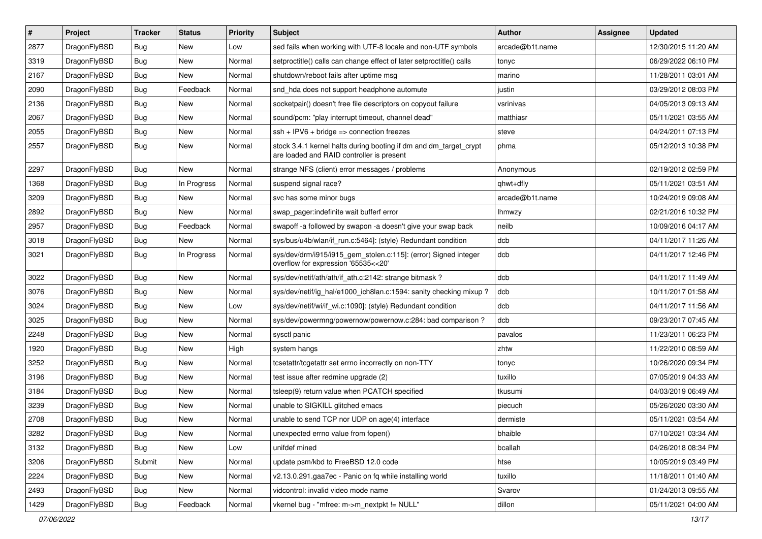| # | Project | Tracker | Status | Priority | Subject | Author | Assignee | Updated |
|---|---|---|---|---|---|---|---|---|
| 2877 | DragonFlyBSD | Bug | New | Low | sed fails when working with UTF-8 locale and non-UTF symbols | arcade@b1t.name | | 12/30/2015 11:20 AM |
| 3319 | DragonFlyBSD | Bug | New | Normal | setproctitle() calls can change effect of later setproctitle() calls | tonyc | | 06/29/2022 06:10 PM |
| 2167 | DragonFlyBSD | Bug | New | Normal | shutdown/reboot fails after uptime msg | marino | | 11/28/2011 03:01 AM |
| 2090 | DragonFlyBSD | Bug | Feedback | Normal | snd_hda does not support headphone automute | justin | | 03/29/2012 08:03 PM |
| 2136 | DragonFlyBSD | Bug | New | Normal | socketpair() doesn't free file descriptors on copyout failure | vsrinivas | | 04/05/2013 09:13 AM |
| 2067 | DragonFlyBSD | Bug | New | Normal | sound/pcm: "play interrupt timeout, channel dead" | matthiasr | | 05/11/2021 03:55 AM |
| 2055 | DragonFlyBSD | Bug | New | Normal | ssh + IPV6 + bridge => connection freezes | steve | | 04/24/2011 07:13 PM |
| 2557 | DragonFlyBSD | Bug | New | Normal | stock 3.4.1 kernel halts during booting if dm and dm_target_crypt are loaded and RAID controller is present | phma | | 05/12/2013 10:38 PM |
| 2297 | DragonFlyBSD | Bug | New | Normal | strange NFS (client) error messages / problems | Anonymous | | 02/19/2012 02:59 PM |
| 1368 | DragonFlyBSD | Bug | In Progress | Normal | suspend signal race? | qhwt+dfly | | 05/11/2021 03:51 AM |
| 3209 | DragonFlyBSD | Bug | New | Normal | svc has some minor bugs | arcade@b1t.name | | 10/24/2019 09:08 AM |
| 2892 | DragonFlyBSD | Bug | New | Normal | swap_pager:indefinite wait bufferf error | lhmwzy | | 02/21/2016 10:32 PM |
| 2957 | DragonFlyBSD | Bug | Feedback | Normal | swapoff -a followed by swapon -a doesn't give your swap back | neilb | | 10/09/2016 04:17 AM |
| 3018 | DragonFlyBSD | Bug | New | Normal | sys/bus/u4b/wlan/if_run.c:5464]: (style) Redundant condition | dcb | | 04/11/2017 11:26 AM |
| 3021 | DragonFlyBSD | Bug | In Progress | Normal | sys/dev/drm/i915/i915_gem_stolen.c:115]: (error) Signed integer overflow for expression '65535<<20' | dcb | | 04/11/2017 12:46 PM |
| 3022 | DragonFlyBSD | Bug | New | Normal | sys/dev/netif/ath/ath/if_ath.c:2142: strange bitmask ? | dcb | | 04/11/2017 11:49 AM |
| 3076 | DragonFlyBSD | Bug | New | Normal | sys/dev/netif/ig_hal/e1000_ich8lan.c:1594: sanity checking mixup ? | dcb | | 10/11/2017 01:58 AM |
| 3024 | DragonFlyBSD | Bug | New | Low | sys/dev/netif/wi/if_wi.c:1090]: (style) Redundant condition | dcb | | 04/11/2017 11:56 AM |
| 3025 | DragonFlyBSD | Bug | New | Normal | sys/dev/powermng/powernow/powernow.c:284: bad comparison ? | dcb | | 09/23/2017 07:45 AM |
| 2248 | DragonFlyBSD | Bug | New | Normal | sysctl panic | pavalos | | 11/23/2011 06:23 PM |
| 1920 | DragonFlyBSD | Bug | New | High | system hangs | zhtw | | 11/22/2010 08:59 AM |
| 3252 | DragonFlyBSD | Bug | New | Normal | tcsetattr/tcgetattr set errno incorrectly on non-TTY | tonyc | | 10/26/2020 09:34 PM |
| 3196 | DragonFlyBSD | Bug | New | Normal | test issue after redmine upgrade (2) | tuxillo | | 07/05/2019 04:33 AM |
| 3184 | DragonFlyBSD | Bug | New | Normal | tsleep(9) return value when PCATCH specified | tkusumi | | 04/03/2019 06:49 AM |
| 3239 | DragonFlyBSD | Bug | New | Normal | unable to SIGKILL glitched emacs | piecuch | | 05/26/2020 03:30 AM |
| 2708 | DragonFlyBSD | Bug | New | Normal | unable to send TCP nor UDP on age(4) interface | dermiste | | 05/11/2021 03:54 AM |
| 3282 | DragonFlyBSD | Bug | New | Normal | unexpected errno value from fopen() | bhaible | | 07/10/2021 03:34 AM |
| 3132 | DragonFlyBSD | Bug | New | Low | unifdef mined | bcallah | | 04/26/2018 08:34 PM |
| 3206 | DragonFlyBSD | Submit | New | Normal | update psm/kbd to FreeBSD 12.0 code | htse | | 10/05/2019 03:49 PM |
| 2224 | DragonFlyBSD | Bug | New | Normal | v2.13.0.291.gaa7ec - Panic on fq while installing world | tuxillo | | 11/18/2011 01:40 AM |
| 2493 | DragonFlyBSD | Bug | New | Normal | vidcontrol: invalid video mode name | Svarov | | 01/24/2013 09:55 AM |
| 1429 | DragonFlyBSD | Bug | Feedback | Normal | vkernel bug - "mfree: m->m_nextpkt != NULL" | dillon | | 05/11/2021 04:00 AM |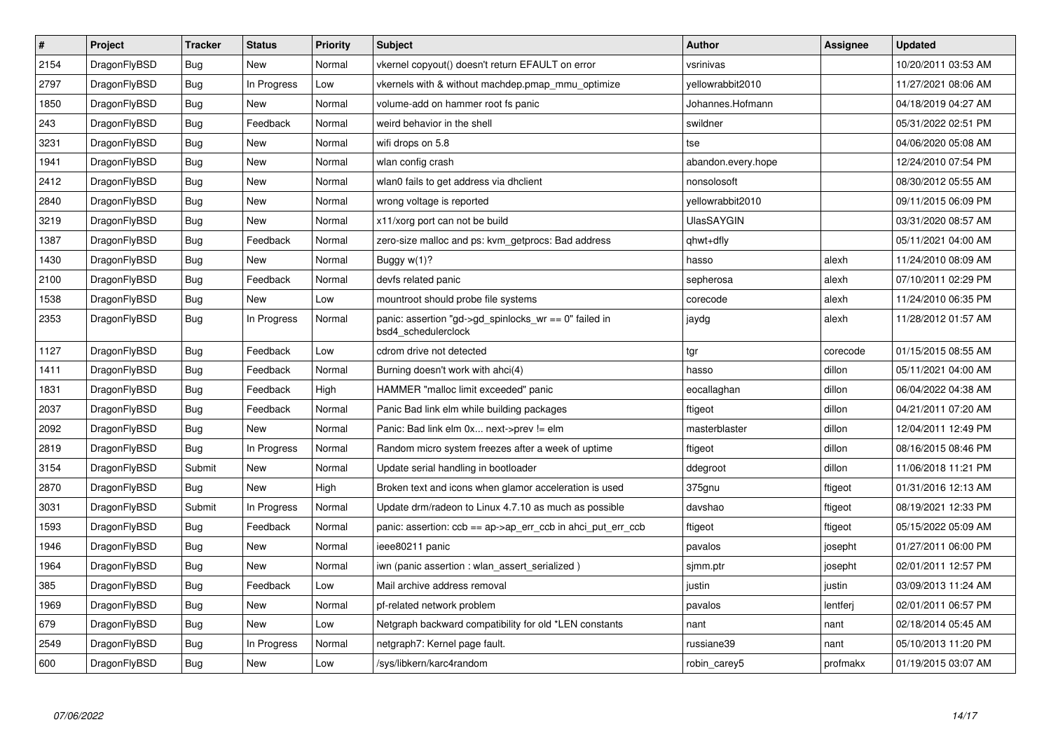| # | Project | Tracker | Status | Priority | Subject | Author | Assignee | Updated |
|---|---|---|---|---|---|---|---|---|
| 2154 | DragonFlyBSD | Bug | New | Normal | vkernel copyout() doesn't return EFAULT on error | vsrinivas | | 10/20/2011 03:53 AM |
| 2797 | DragonFlyBSD | Bug | In Progress | Low | vkernels with & without machdep.pmap_mmu_optimize | yellowrabbit2010 | | 11/27/2021 08:06 AM |
| 1850 | DragonFlyBSD | Bug | New | Normal | volume-add on hammer root fs panic | Johannes.Hofmann | | 04/18/2019 04:27 AM |
| 243 | DragonFlyBSD | Bug | Feedback | Normal | weird behavior in the shell | swildner | | 05/31/2022 02:51 PM |
| 3231 | DragonFlyBSD | Bug | New | Normal | wifi drops on 5.8 | tse | | 04/06/2020 05:08 AM |
| 1941 | DragonFlyBSD | Bug | New | Normal | wlan config crash | abandon.every.hope | | 12/24/2010 07:54 PM |
| 2412 | DragonFlyBSD | Bug | New | Normal | wlan0 fails to get address via dhclient | nonsolosoft | | 08/30/2012 05:55 AM |
| 2840 | DragonFlyBSD | Bug | New | Normal | wrong voltage is reported | yellowrabbit2010 | | 09/11/2015 06:09 PM |
| 3219 | DragonFlyBSD | Bug | New | Normal | x11/xorg port can not be build | UlasSAYGIN | | 03/31/2020 08:57 AM |
| 1387 | DragonFlyBSD | Bug | Feedback | Normal | zero-size malloc and ps: kvm_getprocs: Bad address | qhwt+dfly | | 05/11/2021 04:00 AM |
| 1430 | DragonFlyBSD | Bug | New | Normal | Buggy w(1)? | hasso | alexh | 11/24/2010 08:09 AM |
| 2100 | DragonFlyBSD | Bug | Feedback | Normal | devfs related panic | sepherosa | alexh | 07/10/2011 02:29 PM |
| 1538 | DragonFlyBSD | Bug | New | Low | mountroot should probe file systems | corecode | alexh | 11/24/2010 06:35 PM |
| 2353 | DragonFlyBSD | Bug | In Progress | Normal | panic: assertion "gd->gd_spinlocks_wr == 0" failed in bsd4_schedulerclock | jaydg | alexh | 11/28/2012 01:57 AM |
| 1127 | DragonFlyBSD | Bug | Feedback | Low | cdrom drive not detected | tgr | corecode | 01/15/2015 08:55 AM |
| 1411 | DragonFlyBSD | Bug | Feedback | Normal | Burning doesn't work with ahci(4) | hasso | dillon | 05/11/2021 04:00 AM |
| 1831 | DragonFlyBSD | Bug | Feedback | High | HAMMER "malloc limit exceeded" panic | eocallaghan | dillon | 06/04/2022 04:38 AM |
| 2037 | DragonFlyBSD | Bug | Feedback | Normal | Panic Bad link elm while building packages | ftigeot | dillon | 04/21/2011 07:20 AM |
| 2092 | DragonFlyBSD | Bug | New | Normal | Panic: Bad link elm 0x... next->prev != elm | masterblaster | dillon | 12/04/2011 12:49 PM |
| 2819 | DragonFlyBSD | Bug | In Progress | Normal | Random micro system freezes after a week of uptime | ftigeot | dillon | 08/16/2015 08:46 PM |
| 3154 | DragonFlyBSD | Submit | New | Normal | Update serial handling in bootloader | ddegroot | dillon | 11/06/2018 11:21 PM |
| 2870 | DragonFlyBSD | Bug | New | High | Broken text and icons when glamor acceleration is used | 375gnu | ftigeot | 01/31/2016 12:13 AM |
| 3031 | DragonFlyBSD | Submit | In Progress | Normal | Update drm/radeon to Linux 4.7.10 as much as possible | davshao | ftigeot | 08/19/2021 12:33 PM |
| 1593 | DragonFlyBSD | Bug | Feedback | Normal | panic: assertion: ccb == ap->ap_err_ccb in ahci_put_err_ccb | ftigeot | ftigeot | 05/15/2022 05:09 AM |
| 1946 | DragonFlyBSD | Bug | New | Normal | ieee80211 panic | pavalos | josepht | 01/27/2011 06:00 PM |
| 1964 | DragonFlyBSD | Bug | New | Normal | iwn (panic assertion : wlan_assert_serialized ) | sjmm.ptr | josepht | 02/01/2011 12:57 PM |
| 385 | DragonFlyBSD | Bug | Feedback | Low | Mail archive address removal | justin | justin | 03/09/2013 11:24 AM |
| 1969 | DragonFlyBSD | Bug | New | Normal | pf-related network problem | pavalos | lentferj | 02/01/2011 06:57 PM |
| 679 | DragonFlyBSD | Bug | New | Low | Netgraph backward compatibility for old *LEN constants | nant | nant | 02/18/2014 05:45 AM |
| 2549 | DragonFlyBSD | Bug | In Progress | Normal | netgraph7: Kernel page fault. | russiane39 | nant | 05/10/2013 11:20 PM |
| 600 | DragonFlyBSD | Bug | New | Low | /sys/libkern/karc4random | robin_carey5 | profmakx | 01/19/2015 03:07 AM |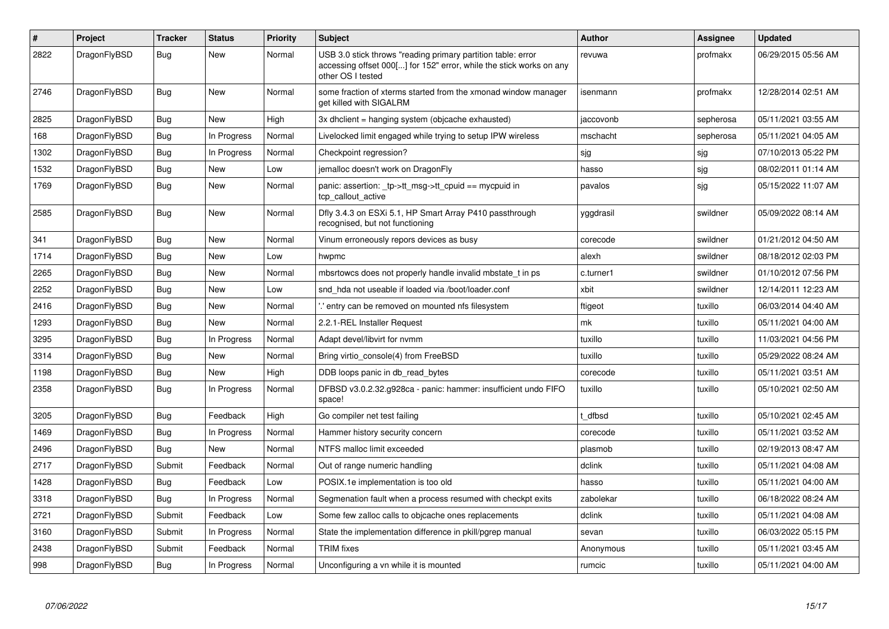| # | Project | Tracker | Status | Priority | Subject | Author | Assignee | Updated |
|---|---|---|---|---|---|---|---|---|
| 2822 | DragonFlyBSD | Bug | New | Normal | USB 3.0 stick throws "reading primary partition table: error accessing offset 000[...] for 152" error, while the stick works on any other OS I tested | revuwa | profmakx | 06/29/2015 05:56 AM |
| 2746 | DragonFlyBSD | Bug | New | Normal | some fraction of xterms started from the xmonad window manager get killed with SIGALRM | isenmann | profmakx | 12/28/2014 02:51 AM |
| 2825 | DragonFlyBSD | Bug | New | High | 3x dhclient = hanging system (objcache exhausted) | jaccovonb | sepherosa | 05/11/2021 03:55 AM |
| 168 | DragonFlyBSD | Bug | In Progress | Normal | Livelocked limit engaged while trying to setup IPW wireless | mschacht | sepherosa | 05/11/2021 04:05 AM |
| 1302 | DragonFlyBSD | Bug | In Progress | Normal | Checkpoint regression? | sjg | sjg | 07/10/2013 05:22 PM |
| 1532 | DragonFlyBSD | Bug | New | Low | jemalloc doesn't work on DragonFly | hasso | sjg | 08/02/2011 01:14 AM |
| 1769 | DragonFlyBSD | Bug | New | Normal | panic: assertion: _tp->tt_msg->tt_cpuid == mycpuid in tcp_callout_active | pavalos | sjg | 05/15/2022 11:07 AM |
| 2585 | DragonFlyBSD | Bug | New | Normal | Dfly 3.4.3 on ESXi 5.1, HP Smart Array P410 passthrough recognised, but not functioning | yggdrasil | swildner | 05/09/2022 08:14 AM |
| 341 | DragonFlyBSD | Bug | New | Normal | Vinum erroneously repors devices as busy | corecode | swildner | 01/21/2012 04:50 AM |
| 1714 | DragonFlyBSD | Bug | New | Low | hwpmc | alexh | swildner | 08/18/2012 02:03 PM |
| 2265 | DragonFlyBSD | Bug | New | Normal | mbsrtowcs does not properly handle invalid mbstate_t in ps | c.turner1 | swildner | 01/10/2012 07:56 PM |
| 2252 | DragonFlyBSD | Bug | New | Low | snd_hda not useable if loaded via /boot/loader.conf | xbit | swildner | 12/14/2011 12:23 AM |
| 2416 | DragonFlyBSD | Bug | New | Normal | '.' entry can be removed on mounted nfs filesystem | ftigeot | tuxillo | 06/03/2014 04:40 AM |
| 1293 | DragonFlyBSD | Bug | New | Normal | 2.2.1-REL Installer Request | mk | tuxillo | 05/11/2021 04:00 AM |
| 3295 | DragonFlyBSD | Bug | In Progress | Normal | Adapt devel/libvirt for nvmm | tuxillo | tuxillo | 11/03/2021 04:56 PM |
| 3314 | DragonFlyBSD | Bug | New | Normal | Bring virtio_console(4) from FreeBSD | tuxillo | tuxillo | 05/29/2022 08:24 AM |
| 1198 | DragonFlyBSD | Bug | New | High | DDB loops panic in db_read_bytes | corecode | tuxillo | 05/11/2021 03:51 AM |
| 2358 | DragonFlyBSD | Bug | In Progress | Normal | DFBSD v3.0.2.32.g928ca - panic: hammer: insufficient undo FIFO space! | tuxillo | tuxillo | 05/10/2021 02:50 AM |
| 3205 | DragonFlyBSD | Bug | Feedback | High | Go compiler net test failing | t_dfbsd | tuxillo | 05/10/2021 02:45 AM |
| 1469 | DragonFlyBSD | Bug | In Progress | Normal | Hammer history security concern | corecode | tuxillo | 05/11/2021 03:52 AM |
| 2496 | DragonFlyBSD | Bug | New | Normal | NTFS malloc limit exceeded | plasmob | tuxillo | 02/19/2013 08:47 AM |
| 2717 | DragonFlyBSD | Submit | Feedback | Normal | Out of range numeric handling | dclink | tuxillo | 05/11/2021 04:08 AM |
| 1428 | DragonFlyBSD | Bug | Feedback | Low | POSIX.1e implementation is too old | hasso | tuxillo | 05/11/2021 04:00 AM |
| 3318 | DragonFlyBSD | Bug | In Progress | Normal | Segmenation fault when a process resumed with checkpt exits | zabolekar | tuxillo | 06/18/2022 08:24 AM |
| 2721 | DragonFlyBSD | Submit | Feedback | Low | Some few zalloc calls to objcache ones replacements | dclink | tuxillo | 05/11/2021 04:08 AM |
| 3160 | DragonFlyBSD | Submit | In Progress | Normal | State the implementation difference in pkill/pgrep manual | sevan | tuxillo | 06/03/2022 05:15 PM |
| 2438 | DragonFlyBSD | Submit | Feedback | Normal | TRIM fixes | Anonymous | tuxillo | 05/11/2021 03:45 AM |
| 998 | DragonFlyBSD | Bug | In Progress | Normal | Unconfiguring a vn while it is mounted | rumcic | tuxillo | 05/11/2021 04:00 AM |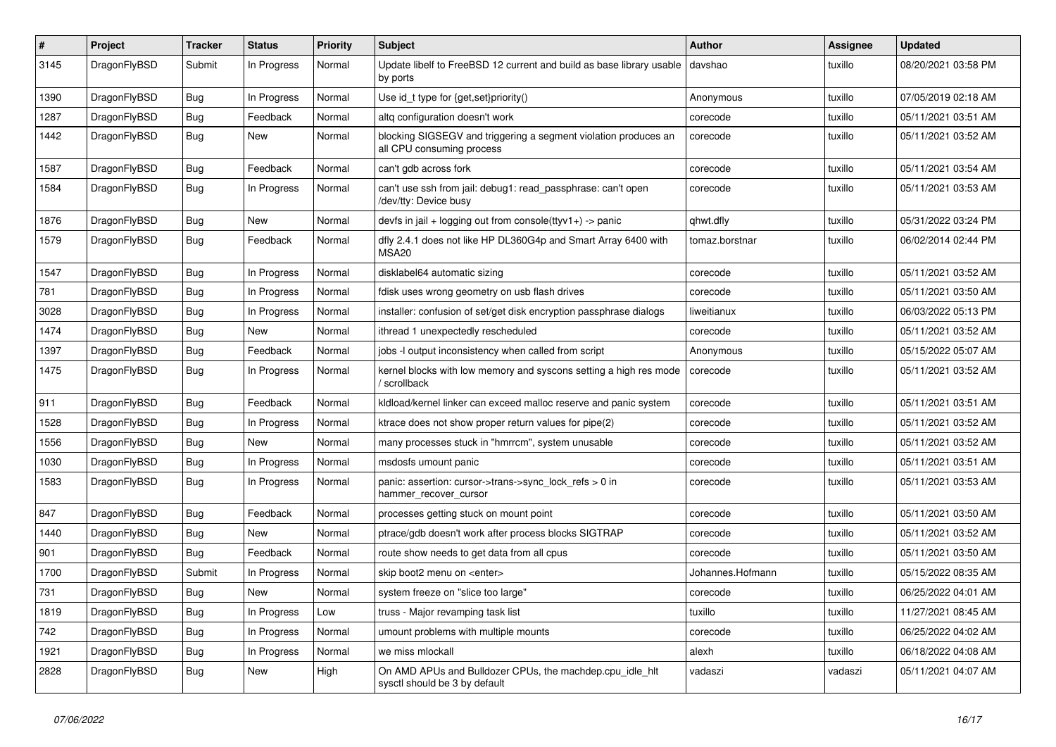| # | Project | Tracker | Status | Priority | Subject | Author | Assignee | Updated |
|---|---|---|---|---|---|---|---|---|
| 3145 | DragonFlyBSD | Submit | In Progress | Normal | Update libelf to FreeBSD 12 current and build as base library usable by ports | davshao | tuxillo | 08/20/2021 03:58 PM |
| 1390 | DragonFlyBSD | Bug | In Progress | Normal | Use id_t type for {get,set}priority() | Anonymous | tuxillo | 07/05/2019 02:18 AM |
| 1287 | DragonFlyBSD | Bug | Feedback | Normal | altq configuration doesn't work | corecode | tuxillo | 05/11/2021 03:51 AM |
| 1442 | DragonFlyBSD | Bug | New | Normal | blocking SIGSEGV and triggering a segment violation produces an all CPU consuming process | corecode | tuxillo | 05/11/2021 03:52 AM |
| 1587 | DragonFlyBSD | Bug | Feedback | Normal | can't gdb across fork | corecode | tuxillo | 05/11/2021 03:54 AM |
| 1584 | DragonFlyBSD | Bug | In Progress | Normal | can't use ssh from jail: debug1: read_passphrase: can't open /dev/tty: Device busy | corecode | tuxillo | 05/11/2021 03:53 AM |
| 1876 | DragonFlyBSD | Bug | New | Normal | devfs in jail + logging out from console(ttyv1+) -> panic | qhwt.dfly | tuxillo | 05/31/2022 03:24 PM |
| 1579 | DragonFlyBSD | Bug | Feedback | Normal | dfly 2.4.1 does not like HP DL360G4p and Smart Array 6400 with MSA20 | tomaz.borstnar | tuxillo | 06/02/2014 02:44 PM |
| 1547 | DragonFlyBSD | Bug | In Progress | Normal | disklabel64 automatic sizing | corecode | tuxillo | 05/11/2021 03:52 AM |
| 781 | DragonFlyBSD | Bug | In Progress | Normal | fdisk uses wrong geometry on usb flash drives | corecode | tuxillo | 05/11/2021 03:50 AM |
| 3028 | DragonFlyBSD | Bug | In Progress | Normal | installer: confusion of set/get disk encryption passphrase dialogs | liweitianux | tuxillo | 06/03/2022 05:13 PM |
| 1474 | DragonFlyBSD | Bug | New | Normal | ithread 1 unexpectedly rescheduled | corecode | tuxillo | 05/11/2021 03:52 AM |
| 1397 | DragonFlyBSD | Bug | Feedback | Normal | jobs -l output inconsistency when called from script | Anonymous | tuxillo | 05/15/2022 05:07 AM |
| 1475 | DragonFlyBSD | Bug | In Progress | Normal | kernel blocks with low memory and syscons setting a high res mode / scrollback | corecode | tuxillo | 05/11/2021 03:52 AM |
| 911 | DragonFlyBSD | Bug | Feedback | Normal | kldload/kernel linker can exceed malloc reserve and panic system | corecode | tuxillo | 05/11/2021 03:51 AM |
| 1528 | DragonFlyBSD | Bug | In Progress | Normal | ktrace does not show proper return values for pipe(2) | corecode | tuxillo | 05/11/2021 03:52 AM |
| 1556 | DragonFlyBSD | Bug | New | Normal | many processes stuck in "hmrrcm", system unusable | corecode | tuxillo | 05/11/2021 03:52 AM |
| 1030 | DragonFlyBSD | Bug | In Progress | Normal | msdosfs umount panic | corecode | tuxillo | 05/11/2021 03:51 AM |
| 1583 | DragonFlyBSD | Bug | In Progress | Normal | panic: assertion: cursor->trans->sync_lock_refs > 0 in hammer_recover_cursor | corecode | tuxillo | 05/11/2021 03:53 AM |
| 847 | DragonFlyBSD | Bug | Feedback | Normal | processes getting stuck on mount point | corecode | tuxillo | 05/11/2021 03:50 AM |
| 1440 | DragonFlyBSD | Bug | New | Normal | ptrace/gdb doesn't work after process blocks SIGTRAP | corecode | tuxillo | 05/11/2021 03:52 AM |
| 901 | DragonFlyBSD | Bug | Feedback | Normal | route show needs to get data from all cpus | corecode | tuxillo | 05/11/2021 03:50 AM |
| 1700 | DragonFlyBSD | Submit | In Progress | Normal | skip boot2 menu on <enter> | Johannes.Hofmann | tuxillo | 05/15/2022 08:35 AM |
| 731 | DragonFlyBSD | Bug | New | Normal | system freeze on "slice too large" | corecode | tuxillo | 06/25/2022 04:01 AM |
| 1819 | DragonFlyBSD | Bug | In Progress | Low | truss - Major revamping task list | tuxillo | tuxillo | 11/27/2021 08:45 AM |
| 742 | DragonFlyBSD | Bug | In Progress | Normal | umount problems with multiple mounts | corecode | tuxillo | 06/25/2022 04:02 AM |
| 1921 | DragonFlyBSD | Bug | In Progress | Normal | we miss mlockall | alexh | tuxillo | 06/18/2022 04:08 AM |
| 2828 | DragonFlyBSD | Bug | New | High | On AMD APUs and Bulldozer CPUs, the machdep.cpu_idle_hlt sysctl should be 3 by default | vadaszi | vadaszi | 05/11/2021 04:07 AM |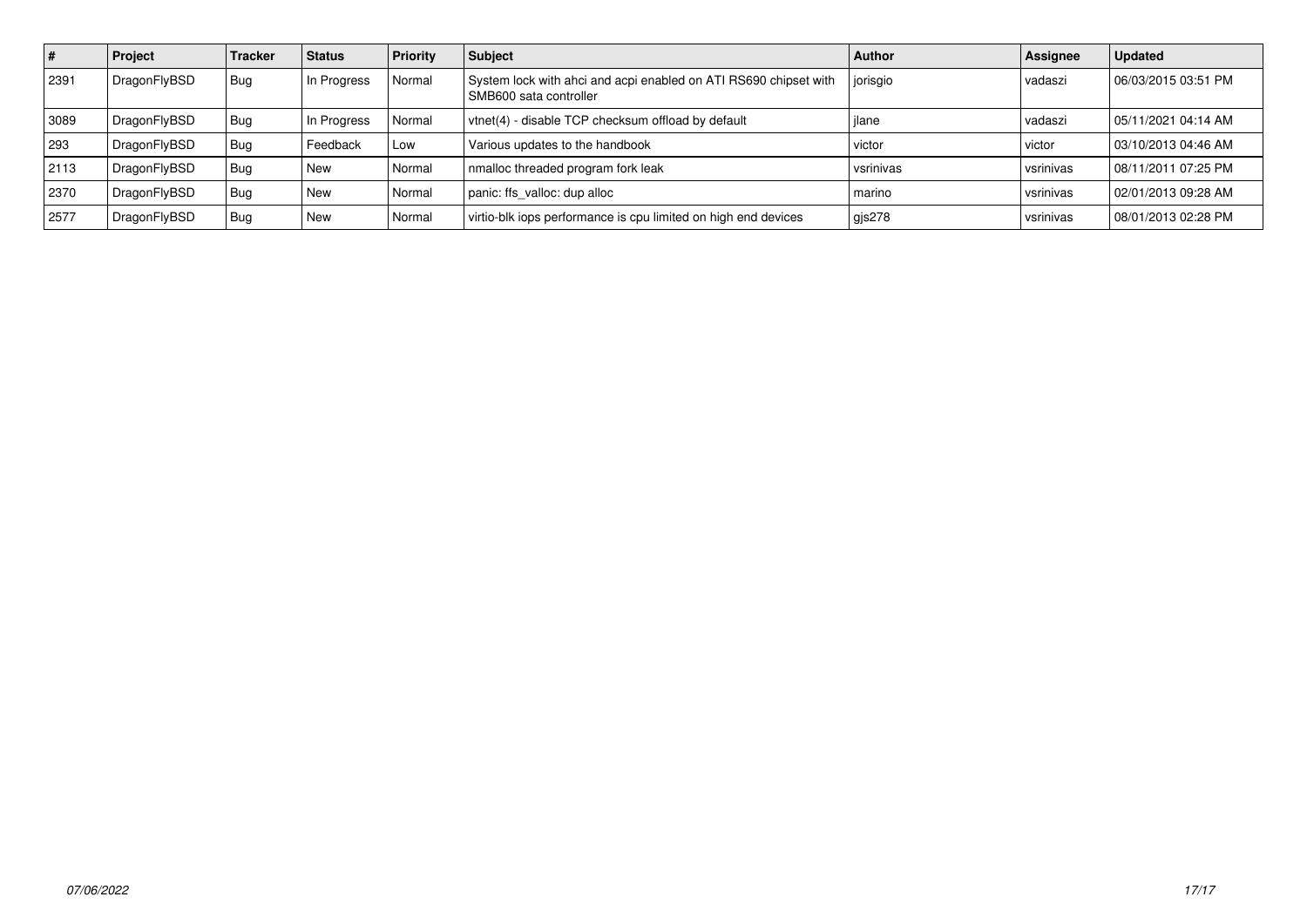| # | Project | Tracker | Status | Priority | Subject | Author | Assignee | Updated |
|---|---|---|---|---|---|---|---|---|
| 2391 | DragonFlyBSD | Bug | In Progress | Normal | System lock with ahci and acpi enabled on ATI RS690 chipset with SMB600 sata controller | jorisgio | vadaszi | 06/03/2015 03:51 PM |
| 3089 | DragonFlyBSD | Bug | In Progress | Normal | vtnet(4) - disable TCP checksum offload by default | jlane | vadaszi | 05/11/2021 04:14 AM |
| 293 | DragonFlyBSD | Bug | Feedback | Low | Various updates to the handbook | victor | victor | 03/10/2013 04:46 AM |
| 2113 | DragonFlyBSD | Bug | New | Normal | nmalloc threaded program fork leak | vsrinivas | vsrinivas | 08/11/2011 07:25 PM |
| 2370 | DragonFlyBSD | Bug | New | Normal | panic: ffs_valloc: dup alloc | marino | vsrinivas | 02/01/2013 09:28 AM |
| 2577 | DragonFlyBSD | Bug | New | Normal | virtio-blk iops performance is cpu limited on high end devices | gjs278 | vsrinivas | 08/01/2013 02:28 PM |